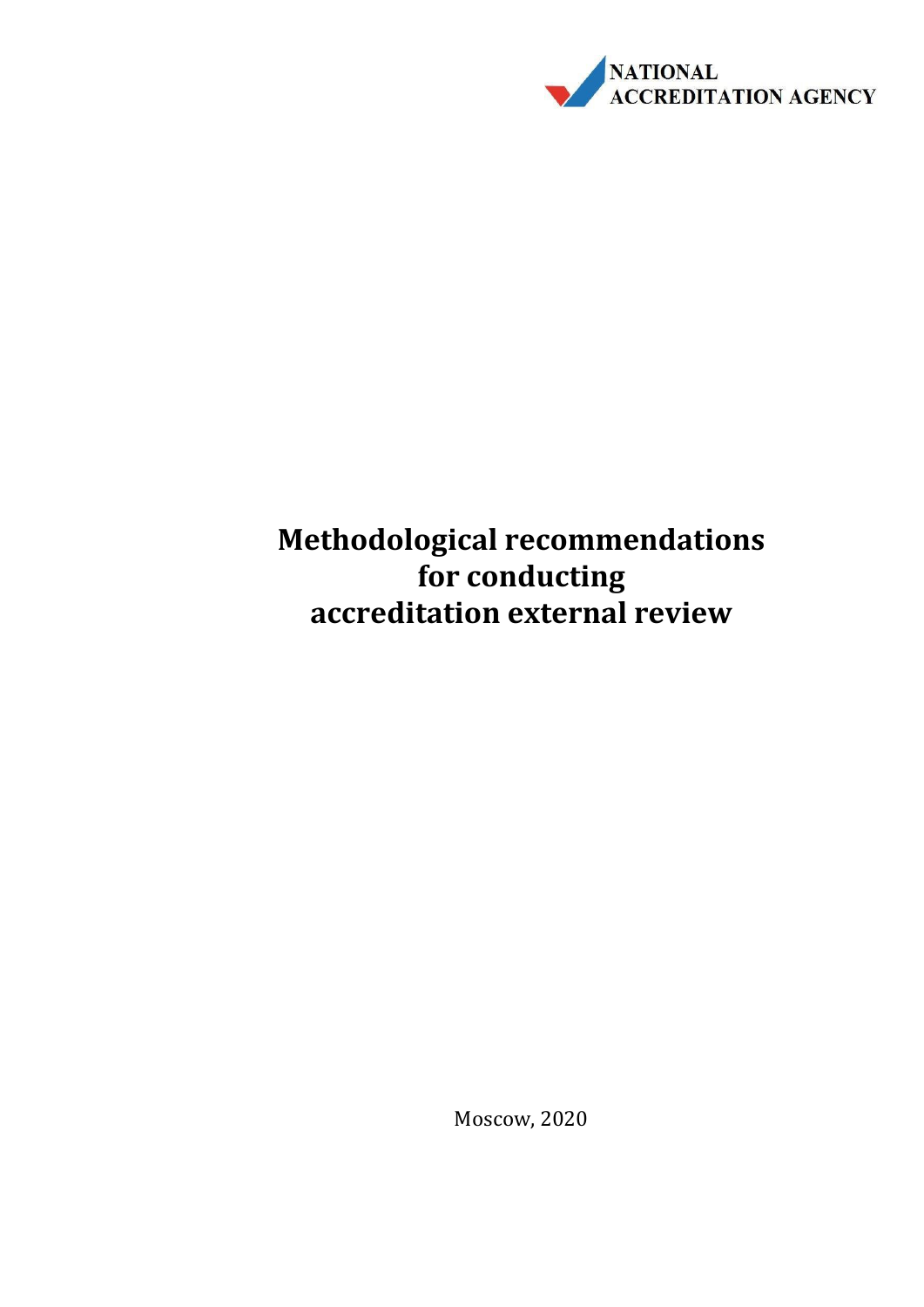NATIONAL
ACCREDITATION AGENCY

# Methodological recommendations for conducting accreditation external review

Moscow, 2020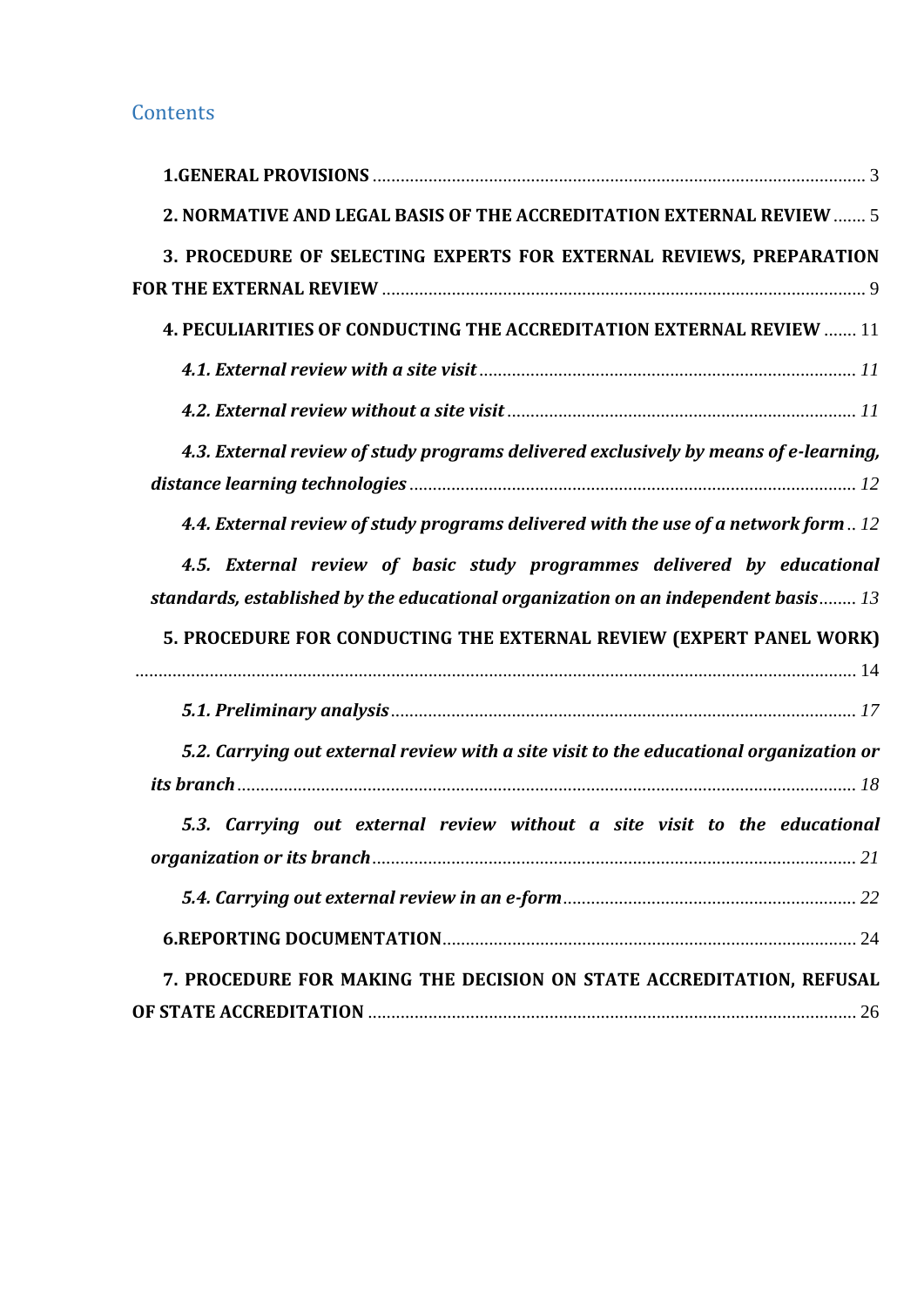## Contents

**1.GENERAL PROVISIONS** .......... 3

**2. NORMATIVE AND LEGAL BASIS OF THE ACCREDITATION EXTERNAL REVIEW** .......... 5

**3. PROCEDURE OF SELECTING EXPERTS FOR EXTERNAL REVIEWS, PREPARATION FOR THE EXTERNAL REVIEW** .......... 9

**4. PECULIARITIES OF CONDUCTING THE ACCREDITATION EXTERNAL REVIEW** .......... 11

***4.1. External review with a site visit*** .......... *11*

***4.2. External review without a site visit*** .......... *11*

***4.3. External review of study programs delivered exclusively by means of e-learning, distance learning technologies*** .......... *12*

***4.4. External review of study programs delivered with the use of a network form*** .......... *12*

***4.5. External review of basic study programmes delivered by educational standards, established by the educational organization on an independent basis*** .......... *13*

**5. PROCEDURE FOR CONDUCTING THE EXTERNAL REVIEW (EXPERT PANEL WORK)** .......... 14

***5.1. Preliminary analysis*** .......... *17*

***5.2. Carrying out external review with a site visit to the educational organization or its branch*** .......... *18*

***5.3. Carrying out external review without a site visit to the educational organization or its branch*** .......... *21*

***5.4. Carrying out external review in an e-form*** .......... *22*

**6.REPORTING DOCUMENTATION** .......... 24

**7. PROCEDURE FOR MAKING THE DECISION ON STATE ACCREDITATION, REFUSAL OF STATE ACCREDITATION** .......... 26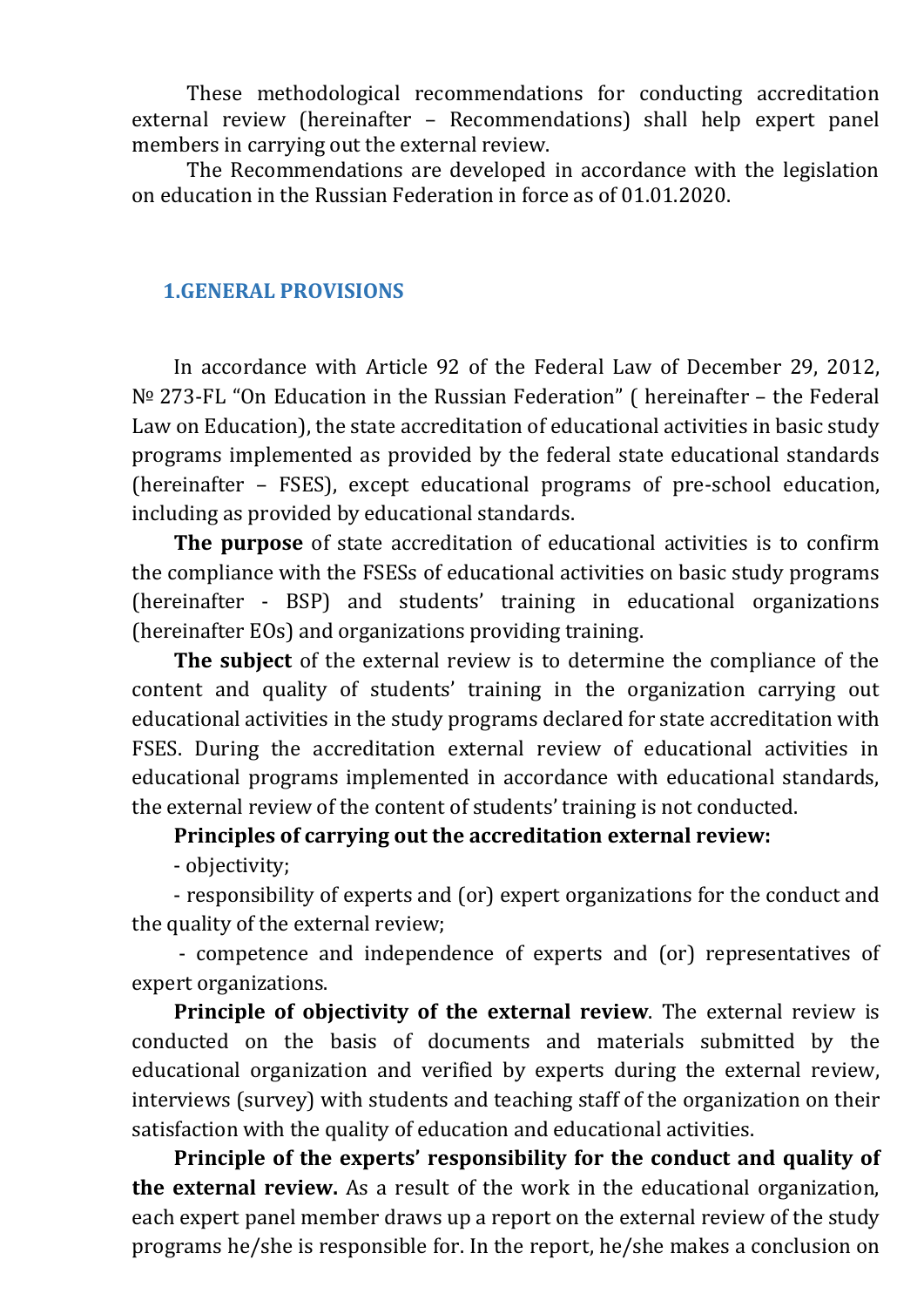These methodological recommendations for conducting accreditation external review (hereinafter – Recommendations) shall help expert panel members in carrying out the external review.

The Recommendations are developed in accordance with the legislation on education in the Russian Federation in force as of 01.01.2020.

## 1.GENERAL PROVISIONS

In accordance with Article 92 of the Federal Law of December 29, 2012, № 273-FL "On Education in the Russian Federation" ( hereinafter – the Federal Law on Education), the state accreditation of educational activities in basic study programs implemented as provided by the federal state educational standards (hereinafter – FSES), except educational programs of pre-school education, including as provided by educational standards.

**The purpose** of state accreditation of educational activities is to confirm the compliance with the FSESs of educational activities on basic study programs (hereinafter - BSP) and students' training in educational organizations (hereinafter EOs) and organizations providing training.

**The subject** of the external review is to determine the compliance of the content and quality of students' training in the organization carrying out educational activities in the study programs declared for state accreditation with FSES. During the accreditation external review of educational activities in educational programs implemented in accordance with educational standards, the external review of the content of students' training is not conducted.

**Principles of carrying out the accreditation external review:**

- objectivity;
- responsibility of experts and (or) expert organizations for the conduct and the quality of the external review;
- competence and independence of experts and (or) representatives of expert organizations.

**Principle of objectivity of the external review**. The external review is conducted on the basis of documents and materials submitted by the educational organization and verified by experts during the external review, interviews (survey) with students and teaching staff of the organization on their satisfaction with the quality of education and educational activities.

**Principle of the experts' responsibility for the conduct and quality of the external review.** As a result of the work in the educational organization, each expert panel member draws up a report on the external review of the study programs he/she is responsible for. In the report, he/she makes a conclusion on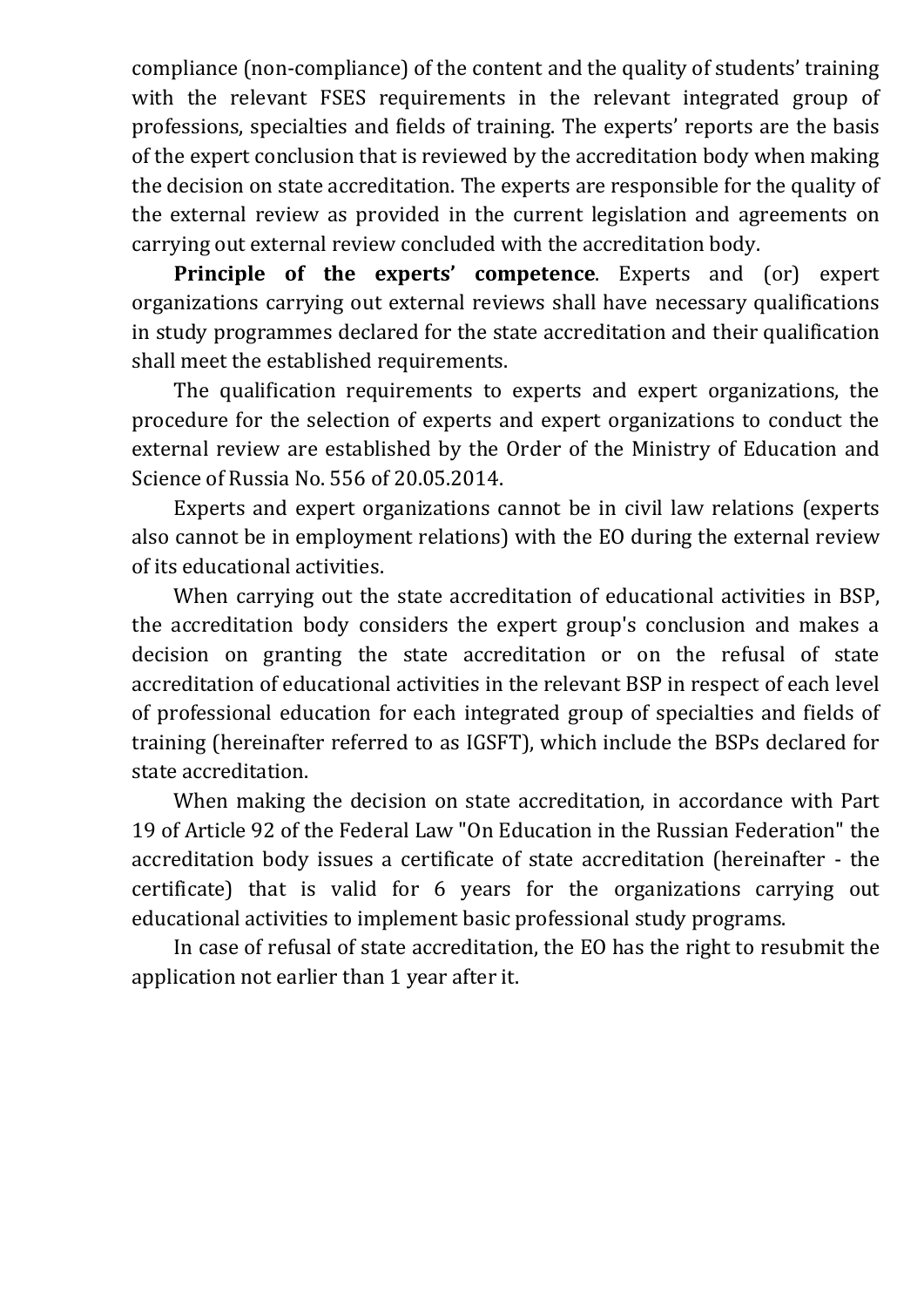compliance (non-compliance) of the content and the quality of students' training with the relevant FSES requirements in the relevant integrated group of professions, specialties and fields of training. The experts' reports are the basis of the expert conclusion that is reviewed by the accreditation body when making the decision on state accreditation. The experts are responsible for the quality of the external review as provided in the current legislation and agreements on carrying out external review concluded with the accreditation body.

**Principle of the experts' competence**. Experts and (or) expert organizations carrying out external reviews shall have necessary qualifications in study programmes declared for the state accreditation and their qualification shall meet the established requirements.

The qualification requirements to experts and expert organizations, the procedure for the selection of experts and expert organizations to conduct the external review are established by the Order of the Ministry of Education and Science of Russia No. 556 of 20.05.2014.

Experts and expert organizations cannot be in civil law relations (experts also cannot be in employment relations) with the EO during the external review of its educational activities.

When carrying out the state accreditation of educational activities in BSP, the accreditation body considers the expert group's conclusion and makes a decision on granting the state accreditation or on the refusal of state accreditation of educational activities in the relevant BSP in respect of each level of professional education for each integrated group of specialties and fields of training (hereinafter referred to as IGSFT), which include the BSPs declared for state accreditation.

When making the decision on state accreditation, in accordance with Part 19 of Article 92 of the Federal Law "On Education in the Russian Federation" the accreditation body issues a certificate of state accreditation (hereinafter - the certificate) that is valid for 6 years for the organizations carrying out educational activities to implement basic professional study programs.

In case of refusal of state accreditation, the EO has the right to resubmit the application not earlier than 1 year after it.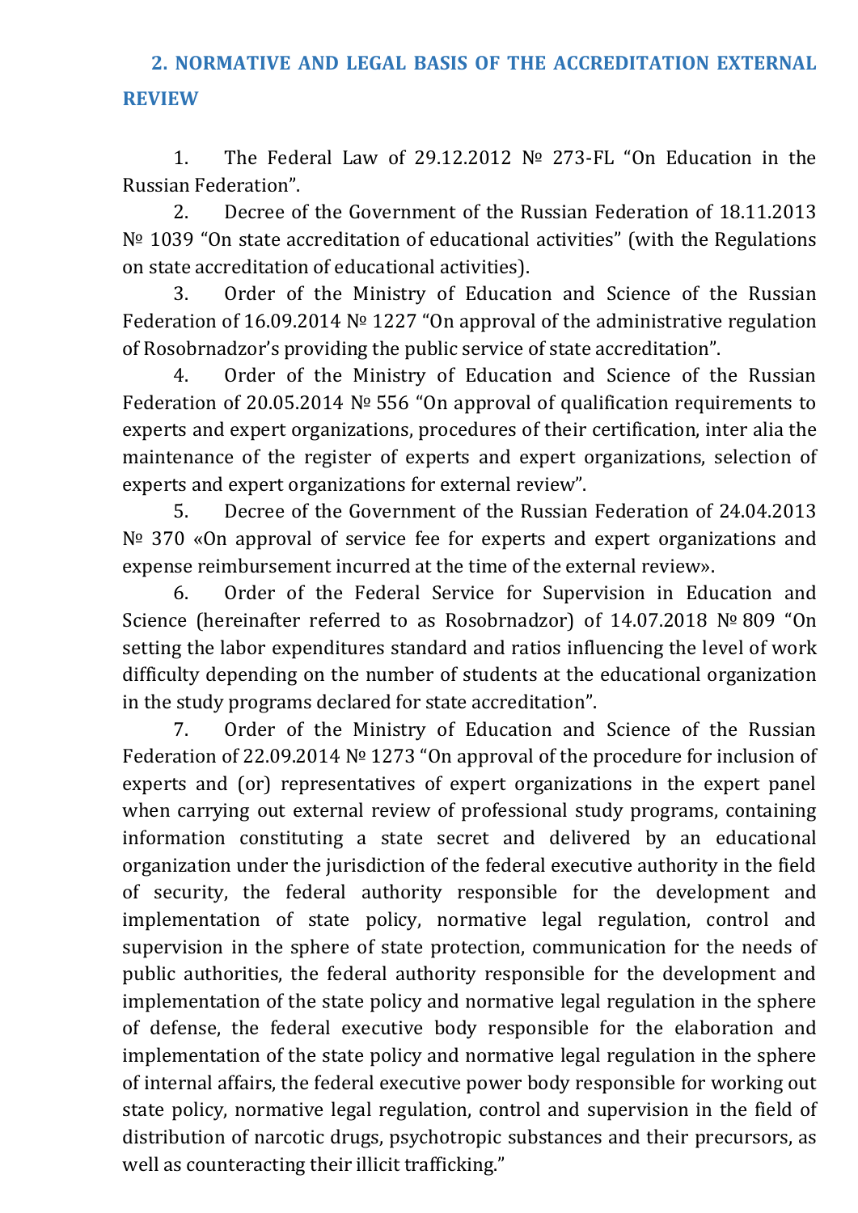## 2. NORMATIVE AND LEGAL BASIS OF THE ACCREDITATION EXTERNAL REVIEW

1. The Federal Law of 29.12.2012 № 273-FL "On Education in the Russian Federation".
2. Decree of the Government of the Russian Federation of 18.11.2013 № 1039 "On state accreditation of educational activities" (with the Regulations on state accreditation of educational activities).
3. Order of the Ministry of Education and Science of the Russian Federation of 16.09.2014 № 1227 "On approval of the administrative regulation of Rosobrnadzor's providing the public service of state accreditation".
4. Order of the Ministry of Education and Science of the Russian Federation of 20.05.2014 № 556 "On approval of qualification requirements to experts and expert organizations, procedures of their certification, inter alia the maintenance of the register of experts and expert organizations, selection of experts and expert organizations for external review".
5. Decree of the Government of the Russian Federation of 24.04.2013 № 370 «On approval of service fee for experts and expert organizations and expense reimbursement incurred at the time of the external review».
6. Order of the Federal Service for Supervision in Education and Science (hereinafter referred to as Rosobrnadzor) of 14.07.2018 № 809 "On setting the labor expenditures standard and ratios influencing the level of work difficulty depending on the number of students at the educational organization in the study programs declared for state accreditation".
7. Order of the Ministry of Education and Science of the Russian Federation of 22.09.2014 № 1273 "On approval of the procedure for inclusion of experts and (or) representatives of expert organizations in the expert panel when carrying out external review of professional study programs, containing information constituting a state secret and delivered by an educational organization under the jurisdiction of the federal executive authority in the field of security, the federal authority responsible for the development and implementation of state policy, normative legal regulation, control and supervision in the sphere of state protection, communication for the needs of public authorities, the federal authority responsible for the development and implementation of the state policy and normative legal regulation in the sphere of defense, the federal executive body responsible for the elaboration and implementation of the state policy and normative legal regulation in the sphere of internal affairs, the federal executive power body responsible for working out state policy, normative legal regulation, control and supervision in the field of distribution of narcotic drugs, psychotropic substances and their precursors, as well as counteracting their illicit trafficking."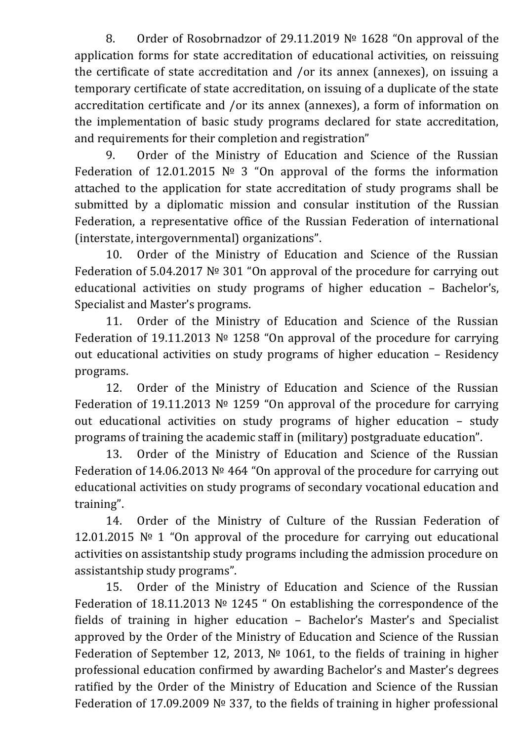8. Order of Rosobrnadzor of 29.11.2019 № 1628 "On approval of the application forms for state accreditation of educational activities, on reissuing the certificate of state accreditation and /or its annex (annexes), on issuing a temporary certificate of state accreditation, on issuing of a duplicate of the state accreditation certificate and /or its annex (annexes), a form of information on the implementation of basic study programs declared for state accreditation, and requirements for their completion and registration"

9. Order of the Ministry of Education and Science of the Russian Federation of 12.01.2015 № 3 "On approval of the forms the information attached to the application for state accreditation of study programs shall be submitted by a diplomatic mission and consular institution of the Russian Federation, a representative office of the Russian Federation of international (interstate, intergovernmental) organizations".

10. Order of the Ministry of Education and Science of the Russian Federation of 5.04.2017 № 301 "On approval of the procedure for carrying out educational activities on study programs of higher education – Bachelor's, Specialist and Master's programs.

11. Order of the Ministry of Education and Science of the Russian Federation of 19.11.2013 № 1258 "On approval of the procedure for carrying out educational activities on study programs of higher education – Residency programs.

12. Order of the Ministry of Education and Science of the Russian Federation of 19.11.2013 № 1259 "On approval of the procedure for carrying out educational activities on study programs of higher education – study programs of training the academic staff in (military) postgraduate education".

13. Order of the Ministry of Education and Science of the Russian Federation of 14.06.2013 № 464 "On approval of the procedure for carrying out educational activities on study programs of secondary vocational education and training".

14. Order of the Ministry of Culture of the Russian Federation of 12.01.2015 № 1 "On approval of the procedure for carrying out educational activities on assistantship study programs including the admission procedure on assistantship study programs".

15. Order of the Ministry of Education and Science of the Russian Federation of 18.11.2013 № 1245 " On establishing the correspondence of the fields of training in higher education – Bachelor's Master's and Specialist approved by the Order of the Ministry of Education and Science of the Russian Federation of September 12, 2013, № 1061, to the fields of training in higher professional education confirmed by awarding Bachelor's and Master's degrees ratified by the Order of the Ministry of Education and Science of the Russian Federation of 17.09.2009 № 337, to the fields of training in higher professional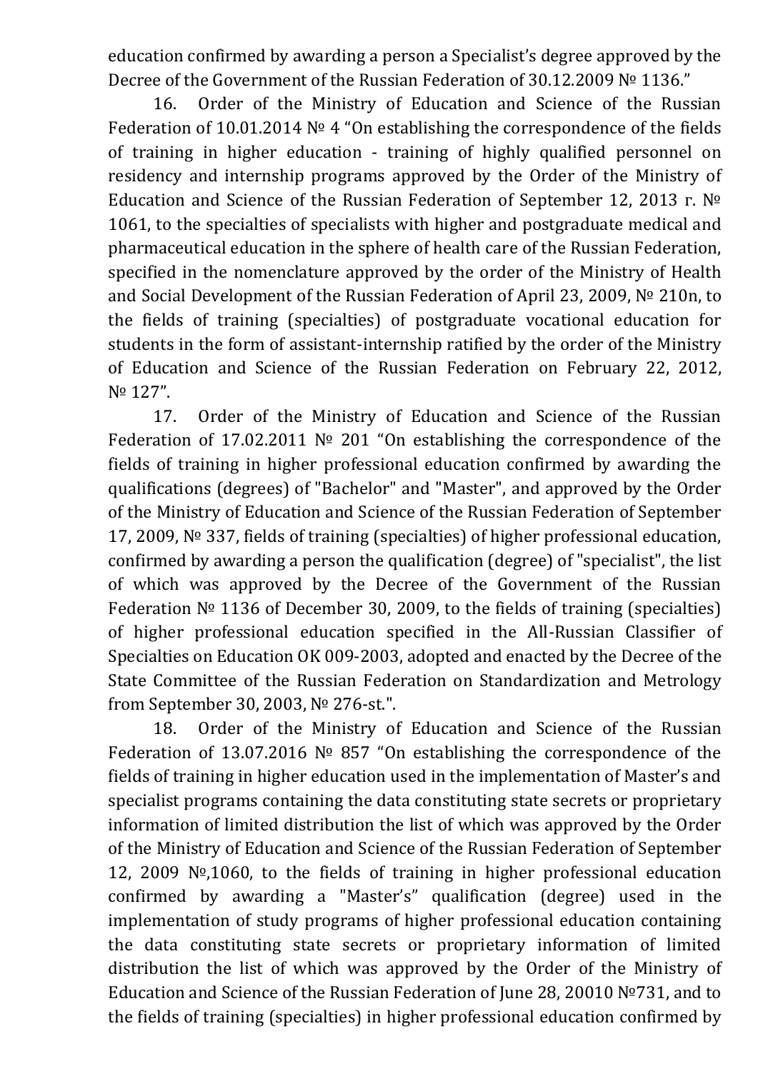education confirmed by awarding a person a Specialist's degree approved by the Decree of the Government of the Russian Federation of 30.12.2009 № 1136."

16. Order of the Ministry of Education and Science of the Russian Federation of 10.01.2014 № 4 "On establishing the correspondence of the fields of training in higher education - training of highly qualified personnel on residency and internship programs approved by the Order of the Ministry of Education and Science of the Russian Federation of September 12, 2013 г. № 1061, to the specialties of specialists with higher and postgraduate medical and pharmaceutical education in the sphere of health care of the Russian Federation, specified in the nomenclature approved by the order of the Ministry of Health and Social Development of the Russian Federation of April 23, 2009, № 210n, to the fields of training (specialties) of postgraduate vocational education for students in the form of assistant-internship ratified by the order of the Ministry of Education and Science of the Russian Federation on February 22, 2012, № 127".

17. Order of the Ministry of Education and Science of the Russian Federation of 17.02.2011 № 201 "On establishing the correspondence of the fields of training in higher professional education confirmed by awarding the qualifications (degrees) of "Bachelor" and "Master", and approved by the Order of the Ministry of Education and Science of the Russian Federation of September 17, 2009, № 337, fields of training (specialties) of higher professional education, confirmed by awarding a person the qualification (degree) of "specialist", the list of which was approved by the Decree of the Government of the Russian Federation № 1136 of December 30, 2009, to the fields of training (specialties) of higher professional education specified in the All-Russian Classifier of Specialties on Education OK 009-2003, adopted and enacted by the Decree of the State Committee of the Russian Federation on Standardization and Metrology from September 30, 2003, № 276-st.".

18. Order of the Ministry of Education and Science of the Russian Federation of 13.07.2016 № 857 "On establishing the correspondence of the fields of training in higher education used in the implementation of Master's and specialist programs containing the data constituting state secrets or proprietary information of limited distribution the list of which was approved by the Order of the Ministry of Education and Science of the Russian Federation of September 12, 2009 №,1060, to the fields of training in higher professional education confirmed by awarding a "Master's" qualification (degree) used in the implementation of study programs of higher professional education containing the data constituting state secrets or proprietary information of limited distribution the list of which was approved by the Order of the Ministry of Education and Science of the Russian Federation of June 28, 20010 №731, and to the fields of training (specialties) in higher professional education confirmed by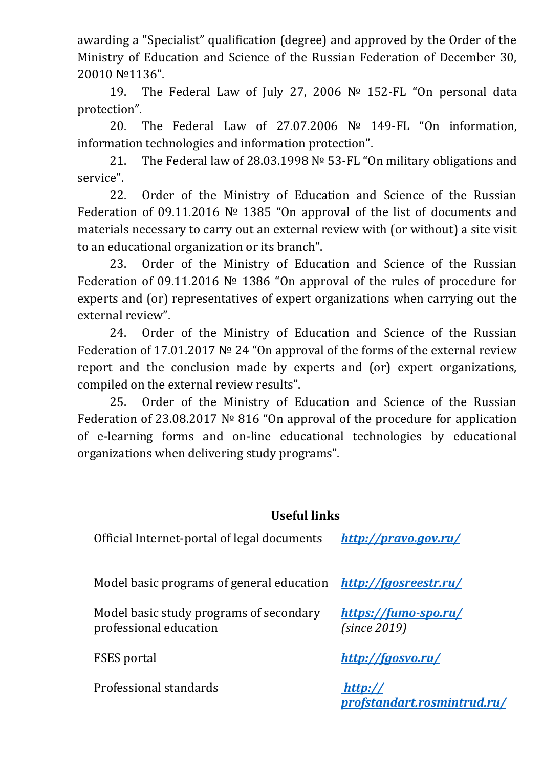awarding a "Specialist" qualification (degree) and approved by the Order of the Ministry of Education and Science of the Russian Federation of December 30, 20010 №1136".

19. The Federal Law of July 27, 2006 № 152-FL "On personal data protection".

20. The Federal Law of 27.07.2006 № 149-FL "On information, information technologies and information protection".

21. The Federal law of 28.03.1998 № 53-FL "On military obligations and service".

22. Order of the Ministry of Education and Science of the Russian Federation of 09.11.2016 № 1385 "On approval of the list of documents and materials necessary to carry out an external review with (or without) a site visit to an educational organization or its branch".

23. Order of the Ministry of Education and Science of the Russian Federation of 09.11.2016 № 1386 "On approval of the rules of procedure for experts and (or) representatives of expert organizations when carrying out the external review".

24. Order of the Ministry of Education and Science of the Russian Federation of 17.01.2017 № 24 "On approval of the forms of the external review report and the conclusion made by experts and (or) expert organizations, compiled on the external review results".

25. Order of the Ministry of Education and Science of the Russian Federation of 23.08.2017 № 816 "On approval of the procedure for application of e-learning forms and on-line educational technologies by educational organizations when delivering study programs".

**Useful links**

| | |
|---|---|
| Official Internet-portal of legal documents | ***http://pravo.gov.ru/*** |
| Model basic programs of general education | ***http://fgosreestr.ru/*** |
| Model basic study programs of secondary professional education | ***https://fumo-spo.ru/*** *(since 2019)* |
| FSES portal | ***http://fgosvo.ru/*** |
| Professional standards | ***http://profstandart.rosmintrud.ru/*** |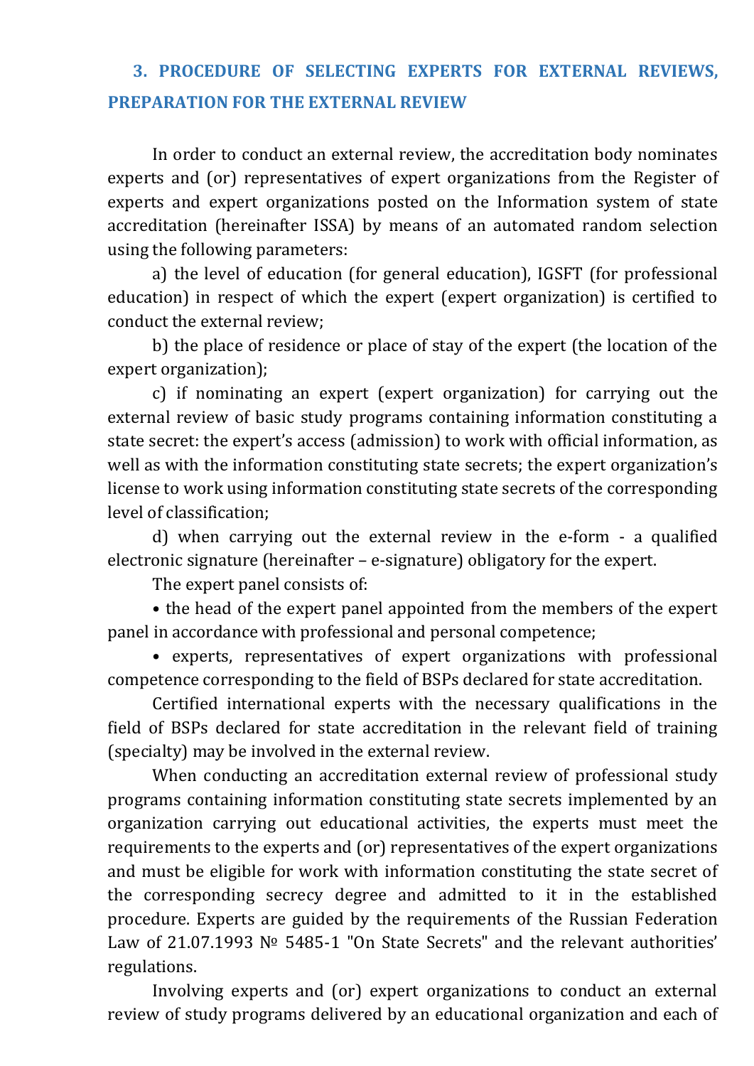## 3. PROCEDURE OF SELECTING EXPERTS FOR EXTERNAL REVIEWS, PREPARATION FOR THE EXTERNAL REVIEW

In order to conduct an external review, the accreditation body nominates experts and (or) representatives of expert organizations from the Register of experts and expert organizations posted on the Information system of state accreditation (hereinafter ISSA) by means of an automated random selection using the following parameters:

a) the level of education (for general education), IGSFT (for professional education) in respect of which the expert (expert organization) is certified to conduct the external review;

b) the place of residence or place of stay of the expert (the location of the expert organization);

c) if nominating an expert (expert organization) for carrying out the external review of basic study programs containing information constituting a state secret: the expert's access (admission) to work with official information, as well as with the information constituting state secrets; the expert organization's license to work using information constituting state secrets of the corresponding level of classification;

d) when carrying out the external review in the e-form - a qualified electronic signature (hereinafter – e-signature) obligatory for the expert.

The expert panel consists of:

• the head of the expert panel appointed from the members of the expert panel in accordance with professional and personal competence;

• experts, representatives of expert organizations with professional competence corresponding to the field of BSPs declared for state accreditation.

Certified international experts with the necessary qualifications in the field of BSPs declared for state accreditation in the relevant field of training (specialty) may be involved in the external review.

When conducting an accreditation external review of professional study programs containing information constituting state secrets implemented by an organization carrying out educational activities, the experts must meet the requirements to the experts and (or) representatives of the expert organizations and must be eligible for work with information constituting the state secret of the corresponding secrecy degree and admitted to it in the established procedure. Experts are guided by the requirements of the Russian Federation Law of 21.07.1993 № 5485-1 "On State Secrets" and the relevant authorities' regulations.

Involving experts and (or) expert organizations to conduct an external review of study programs delivered by an educational organization and each of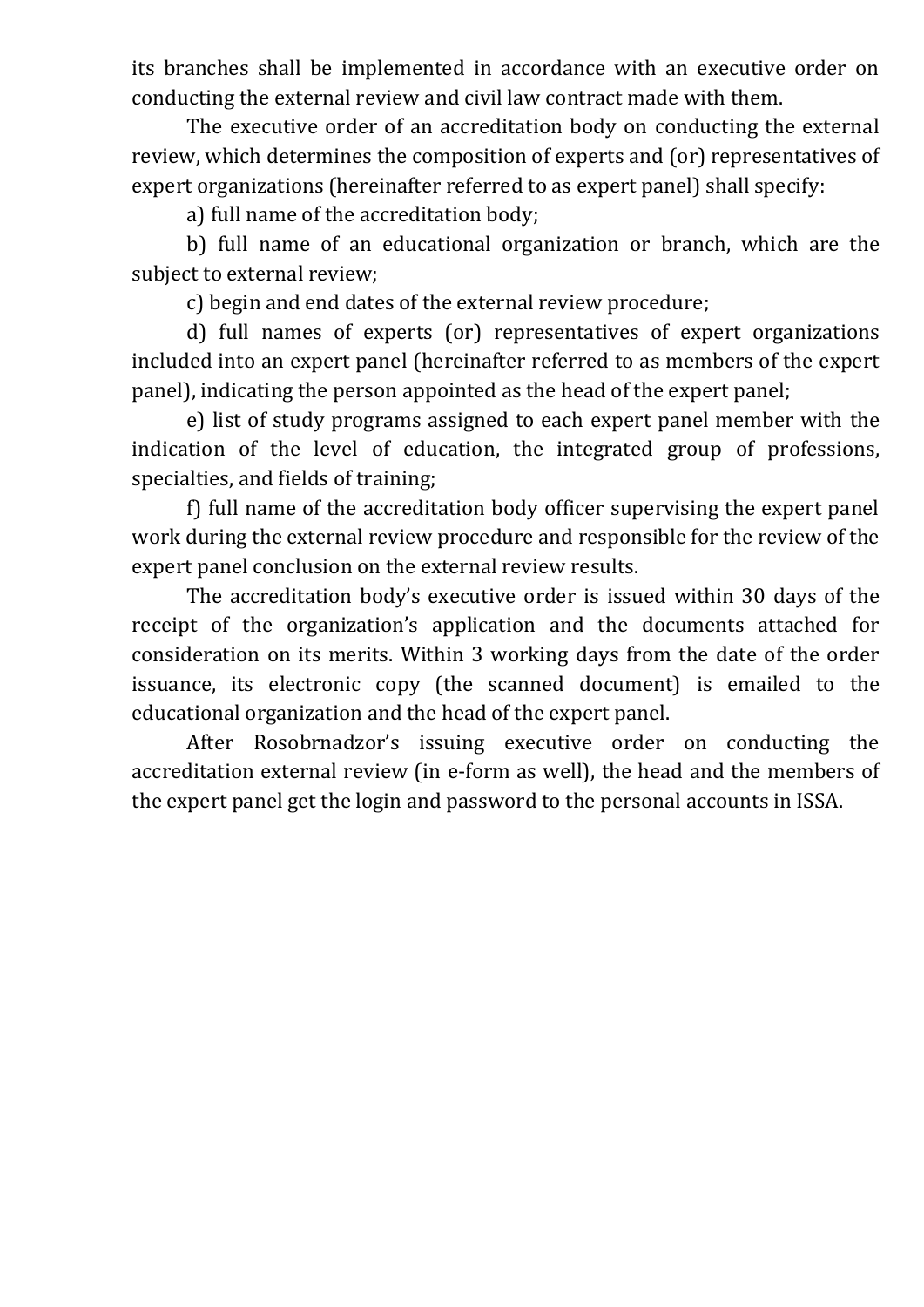its branches shall be implemented in accordance with an executive order on conducting the external review and civil law contract made with them.

The executive order of an accreditation body on conducting the external review, which determines the composition of experts and (or) representatives of expert organizations (hereinafter referred to as expert panel) shall specify:

a) full name of the accreditation body;

b) full name of an educational organization or branch, which are the subject to external review;

c) begin and end dates of the external review procedure;

d) full names of experts (or) representatives of expert organizations included into an expert panel (hereinafter referred to as members of the expert panel), indicating the person appointed as the head of the expert panel;

e) list of study programs assigned to each expert panel member with the indication of the level of education, the integrated group of professions, specialties, and fields of training;

f) full name of the accreditation body officer supervising the expert panel work during the external review procedure and responsible for the review of the expert panel conclusion on the external review results.

The accreditation body's executive order is issued within 30 days of the receipt of the organization's application and the documents attached for consideration on its merits. Within 3 working days from the date of the order issuance, its electronic copy (the scanned document) is emailed to the educational organization and the head of the expert panel.

After Rosobrnadzor's issuing executive order on conducting the accreditation external review (in e-form as well), the head and the members of the expert panel get the login and password to the personal accounts in ISSA.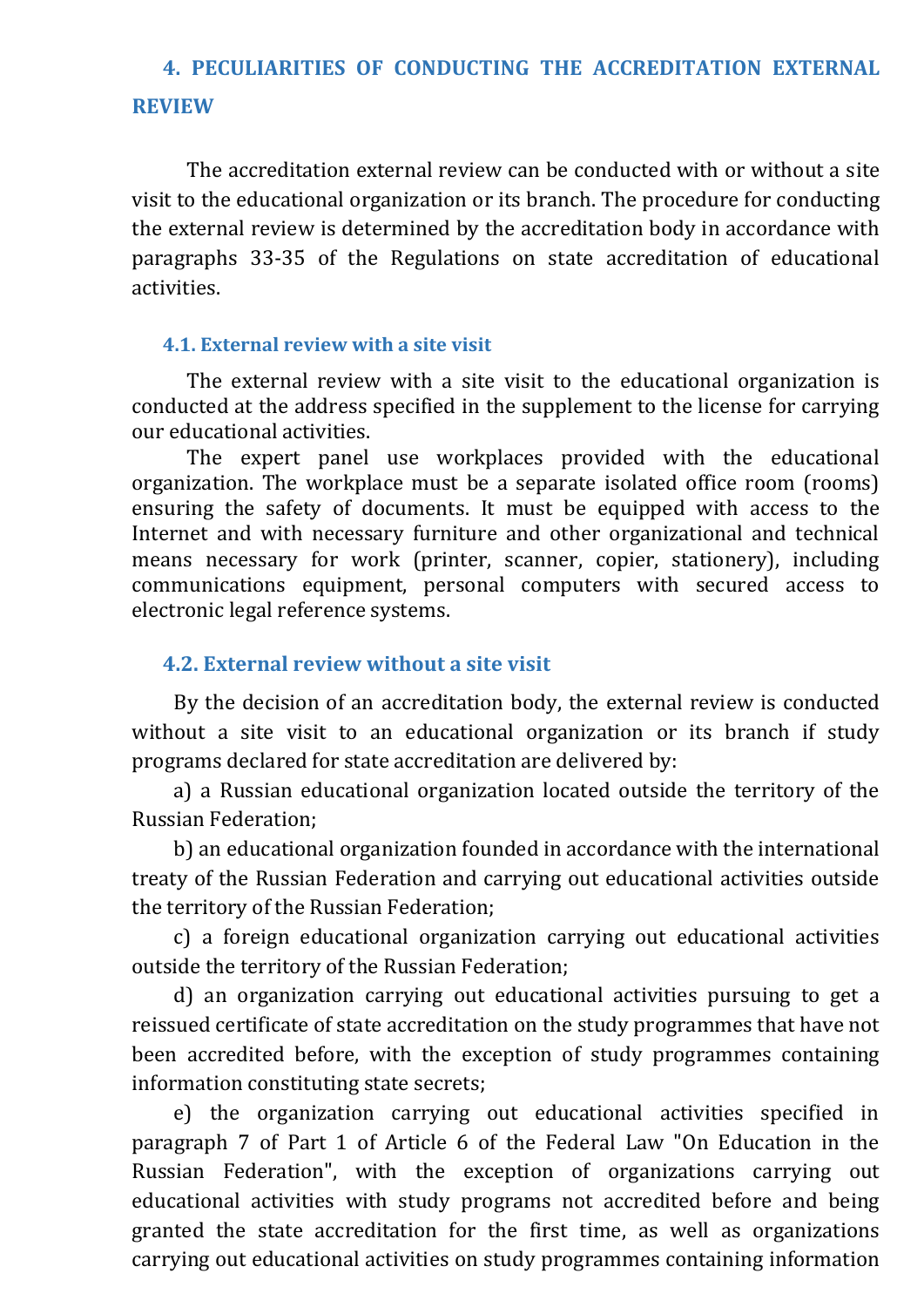## 4. PECULIARITIES OF CONDUCTING THE ACCREDITATION EXTERNAL REVIEW

The accreditation external review can be conducted with or without a site visit to the educational organization or its branch. The procedure for conducting the external review is determined by the accreditation body in accordance with paragraphs 33-35 of the Regulations on state accreditation of educational activities.

### 4.1. External review with a site visit

The external review with a site visit to the educational organization is conducted at the address specified in the supplement to the license for carrying our educational activities.

The expert panel use workplaces provided with the educational organization. The workplace must be a separate isolated office room (rooms) ensuring the safety of documents. It must be equipped with access to the Internet and with necessary furniture and other organizational and technical means necessary for work (printer, scanner, copier, stationery), including communications equipment, personal computers with secured access to electronic legal reference systems.

### 4.2. External review without a site visit

By the decision of an accreditation body, the external review is conducted without a site visit to an educational organization or its branch if study programs declared for state accreditation are delivered by:

a) a Russian educational organization located outside the territory of the Russian Federation;

b) an educational organization founded in accordance with the international treaty of the Russian Federation and carrying out educational activities outside the territory of the Russian Federation;

c) a foreign educational organization carrying out educational activities outside the territory of the Russian Federation;

d) an organization carrying out educational activities pursuing to get a reissued certificate of state accreditation on the study programmes that have not been accredited before, with the exception of study programmes containing information constituting state secrets;

e) the organization carrying out educational activities specified in paragraph 7 of Part 1 of Article 6 of the Federal Law "On Education in the Russian Federation", with the exception of organizations carrying out educational activities with study programs not accredited before and being granted the state accreditation for the first time, as well as organizations carrying out educational activities on study programmes containing information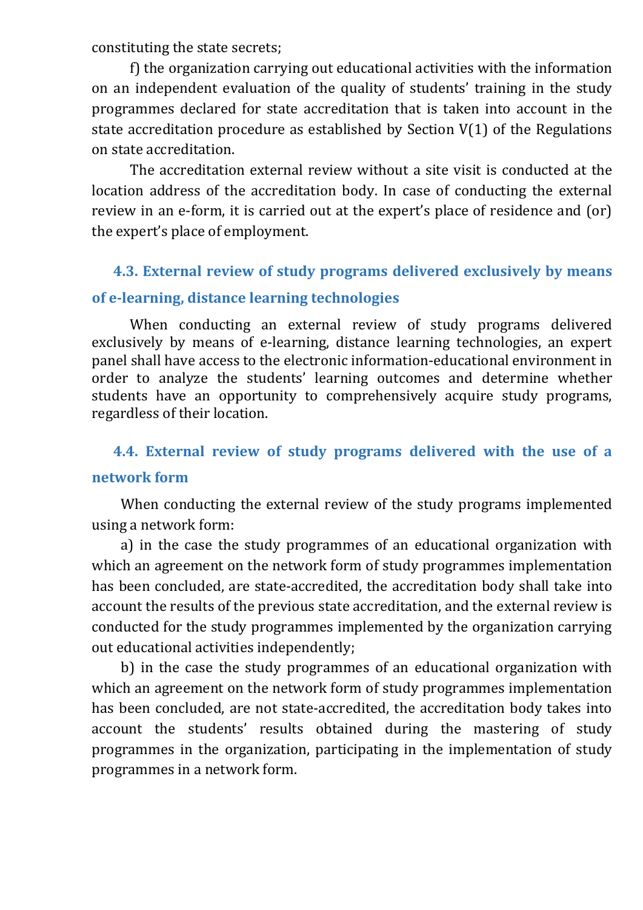constituting the state secrets;

f) the organization carrying out educational activities with the information on an independent evaluation of the quality of students' training in the study programmes declared for state accreditation that is taken into account in the state accreditation procedure as established by Section V(1) of the Regulations on state accreditation.

The accreditation external review without a site visit is conducted at the location address of the accreditation body. In case of conducting the external review in an e-form, it is carried out at the expert's place of residence and (or) the expert's place of employment.

### 4.3. External review of study programs delivered exclusively by means of e-learning, distance learning technologies

When conducting an external review of study programs delivered exclusively by means of e-learning, distance learning technologies, an expert panel shall have access to the electronic information-educational environment in order to analyze the students' learning outcomes and determine whether students have an opportunity to comprehensively acquire study programs, regardless of their location.

### 4.4. External review of study programs delivered with the use of a network form

When conducting the external review of the study programs implemented using a network form:

a) in the case the study programmes of an educational organization with which an agreement on the network form of study programmes implementation has been concluded, are state-accredited, the accreditation body shall take into account the results of the previous state accreditation, and the external review is conducted for the study programmes implemented by the organization carrying out educational activities independently;

b) in the case the study programmes of an educational organization with which an agreement on the network form of study programmes implementation has been concluded, are not state-accredited, the accreditation body takes into account the students' results obtained during the mastering of study programmes in the organization, participating in the implementation of study programmes in a network form.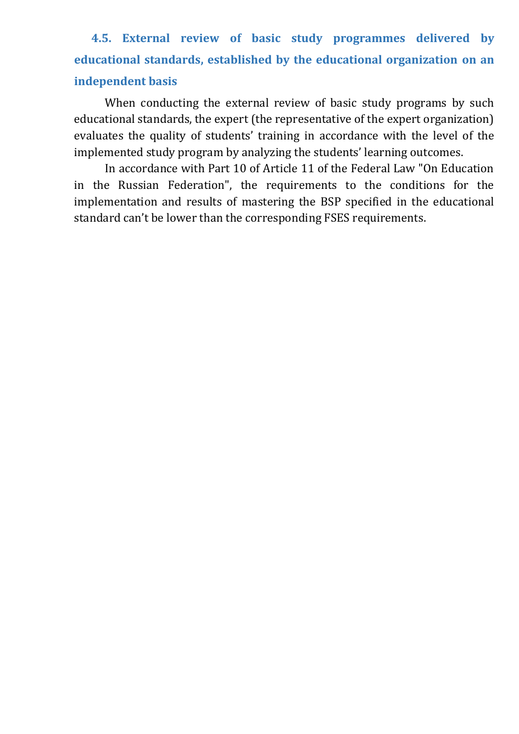### 4.5. External review of basic study programmes delivered by educational standards, established by the educational organization on an independent basis

When conducting the external review of basic study programs by such educational standards, the expert (the representative of the expert organization) evaluates the quality of students' training in accordance with the level of the implemented study program by analyzing the students' learning outcomes.

In accordance with Part 10 of Article 11 of the Federal Law "On Education in the Russian Federation", the requirements to the conditions for the implementation and results of mastering the BSP specified in the educational standard can't be lower than the corresponding FSES requirements.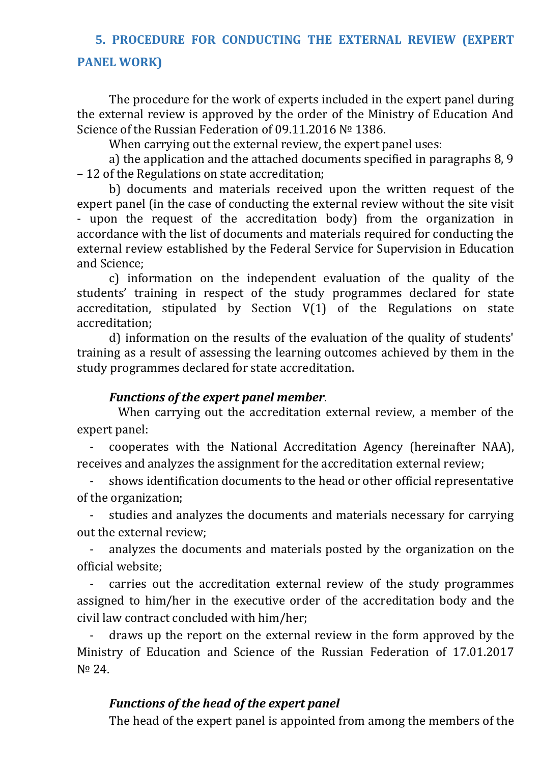## 5. PROCEDURE FOR CONDUCTING THE EXTERNAL REVIEW (EXPERT PANEL WORK)

The procedure for the work of experts included in the expert panel during the external review is approved by the order of the Ministry of Education And Science of the Russian Federation of 09.11.2016 № 1386.

When carrying out the external review, the expert panel uses:

a) the application and the attached documents specified in paragraphs 8, 9 – 12 of the Regulations on state accreditation;

b) documents and materials received upon the written request of the expert panel (in the case of conducting the external review without the site visit - upon the request of the accreditation body) from the organization in accordance with the list of documents and materials required for conducting the external review established by the Federal Service for Supervision in Education and Science;

c) information on the independent evaluation of the quality of the students' training in respect of the study programmes declared for state accreditation, stipulated by Section V(1) of the Regulations on state accreditation;

d) information on the results of the evaluation of the quality of students' training as a result of assessing the learning outcomes achieved by them in the study programmes declared for state accreditation.

***Functions of the expert panel member***.

When carrying out the accreditation external review, a member of the expert panel:

- cooperates with the National Accreditation Agency (hereinafter NAA), receives and analyzes the assignment for the accreditation external review;
- shows identification documents to the head or other official representative of the organization;
- studies and analyzes the documents and materials necessary for carrying out the external review;
- analyzes the documents and materials posted by the organization on the official website;
- carries out the accreditation external review of the study programmes assigned to him/her in the executive order of the accreditation body and the civil law contract concluded with him/her;
- draws up the report on the external review in the form approved by the Ministry of Education and Science of the Russian Federation of 17.01.2017 № 24.

***Functions of the head of the expert panel***

The head of the expert panel is appointed from among the members of the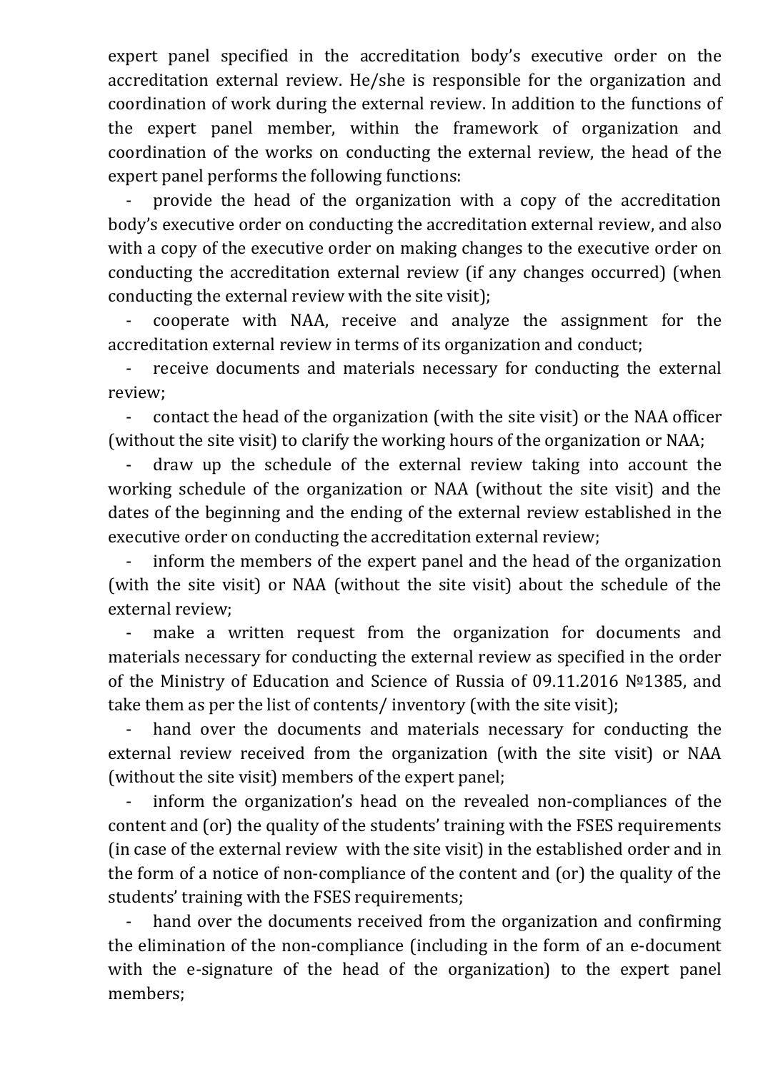expert panel specified in the accreditation body's executive order on the accreditation external review. He/she is responsible for the organization and coordination of work during the external review. In addition to the functions of the expert panel member, within the framework of organization and coordination of the works on conducting the external review, the head of the expert panel performs the following functions:

- provide the head of the organization with a copy of the accreditation body's executive order on conducting the accreditation external review, and also with a copy of the executive order on making changes to the executive order on conducting the accreditation external review (if any changes occurred) (when conducting the external review with the site visit);
- cooperate with NAA, receive and analyze the assignment for the accreditation external review in terms of its organization and conduct;
- receive documents and materials necessary for conducting the external review;
- contact the head of the organization (with the site visit) or the NAA officer (without the site visit) to clarify the working hours of the organization or NAA;
- draw up the schedule of the external review taking into account the working schedule of the organization or NAA (without the site visit) and the dates of the beginning and the ending of the external review established in the executive order on conducting the accreditation external review;
- inform the members of the expert panel and the head of the organization (with the site visit) or NAA (without the site visit) about the schedule of the external review;
- make a written request from the organization for documents and materials necessary for conducting the external review as specified in the order of the Ministry of Education and Science of Russia of 09.11.2016 №1385, and take them as per the list of contents/ inventory (with the site visit);
- hand over the documents and materials necessary for conducting the external review received from the organization (with the site visit) or NAA (without the site visit) members of the expert panel;
- inform the organization's head on the revealed non-compliances of the content and (or) the quality of the students' training with the FSES requirements (in case of the external review with the site visit) in the established order and in the form of a notice of non-compliance of the content and (or) the quality of the students' training with the FSES requirements;
- hand over the documents received from the organization and confirming the elimination of the non-compliance (including in the form of an e-document with the e-signature of the head of the organization) to the expert panel members;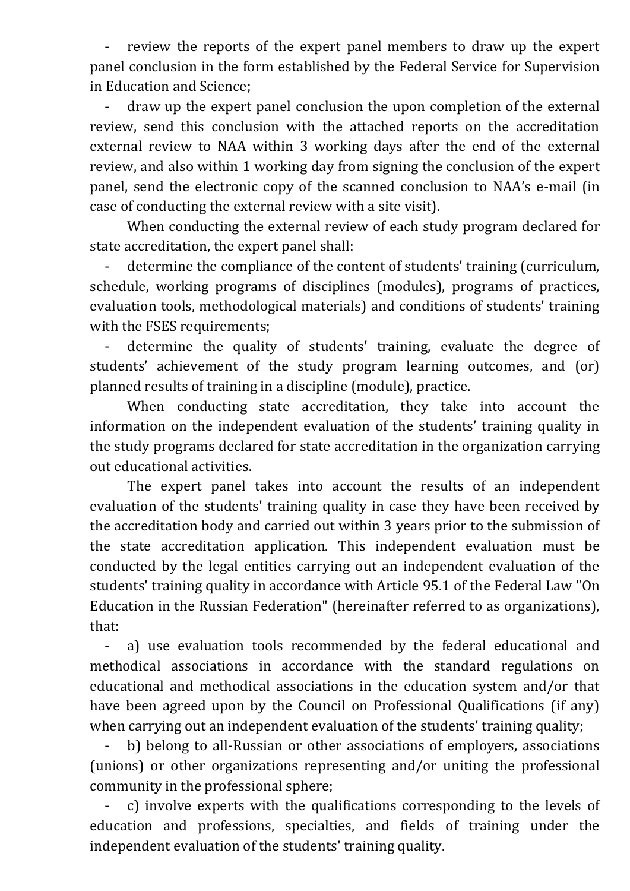- review the reports of the expert panel members to draw up the expert panel conclusion in the form established by the Federal Service for Supervision in Education and Science;
- draw up the expert panel conclusion the upon completion of the external review, send this conclusion with the attached reports on the accreditation external review to NAA within 3 working days after the end of the external review, and also within 1 working day from signing the conclusion of the expert panel, send the electronic copy of the scanned conclusion to NAA's e-mail (in case of conducting the external review with a site visit).

When conducting the external review of each study program declared for state accreditation, the expert panel shall:

- determine the compliance of the content of students' training (curriculum, schedule, working programs of disciplines (modules), programs of practices, evaluation tools, methodological materials) and conditions of students' training with the FSES requirements;
- determine the quality of students' training, evaluate the degree of students' achievement of the study program learning outcomes, and (or) planned results of training in a discipline (module), practice.

When conducting state accreditation, they take into account the information on the independent evaluation of the students' training quality in the study programs declared for state accreditation in the organization carrying out educational activities.

The expert panel takes into account the results of an independent evaluation of the students' training quality in case they have been received by the accreditation body and carried out within 3 years prior to the submission of the state accreditation application. This independent evaluation must be conducted by the legal entities carrying out an independent evaluation of the students' training quality in accordance with Article 95.1 of the Federal Law "On Education in the Russian Federation" (hereinafter referred to as organizations), that:

- a) use evaluation tools recommended by the federal educational and methodical associations in accordance with the standard regulations on educational and methodical associations in the education system and/or that have been agreed upon by the Council on Professional Qualifications (if any) when carrying out an independent evaluation of the students' training quality;
- b) belong to all-Russian or other associations of employers, associations (unions) or other organizations representing and/or uniting the professional community in the professional sphere;
- c) involve experts with the qualifications corresponding to the levels of education and professions, specialties, and fields of training under the independent evaluation of the students' training quality.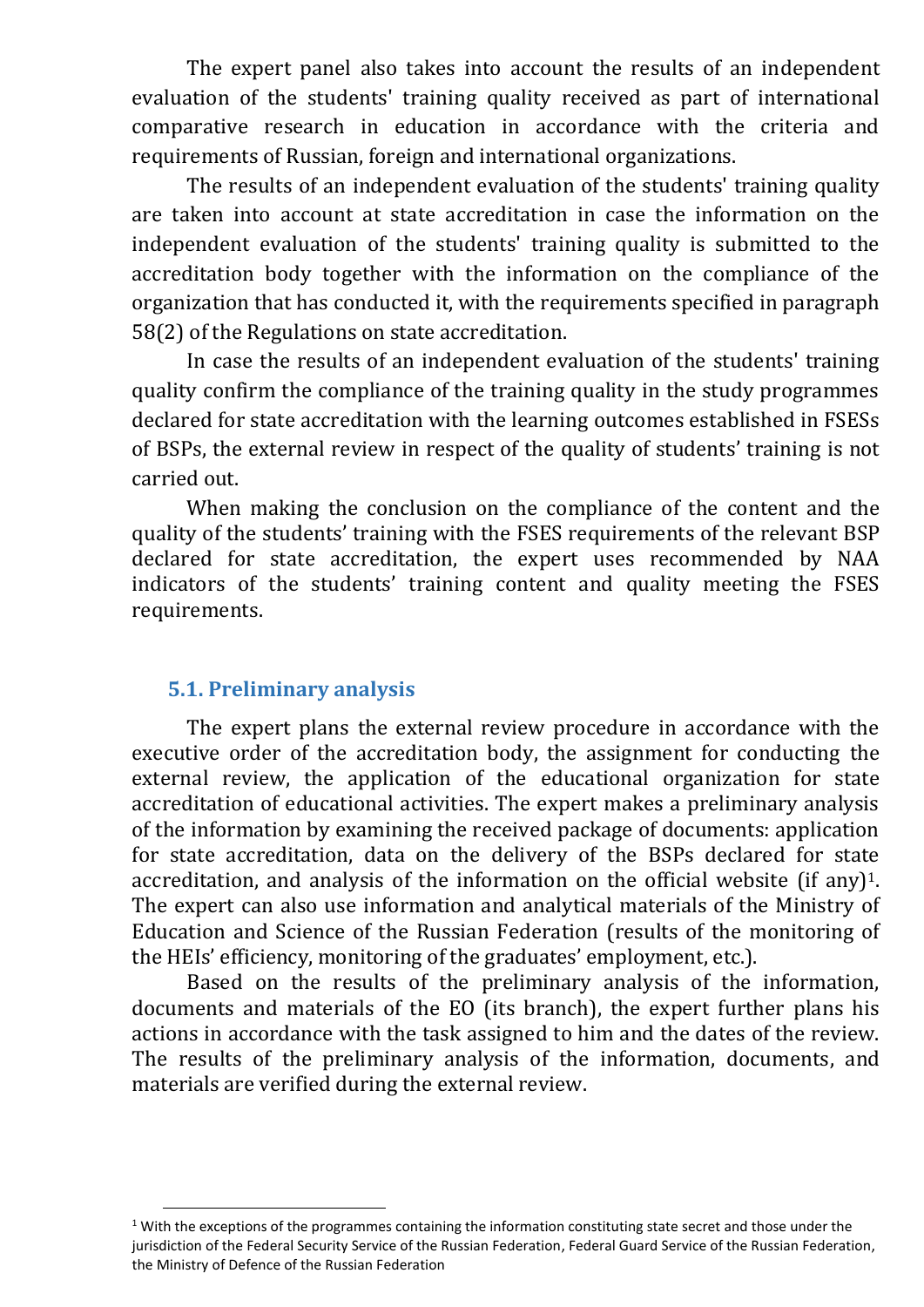The expert panel also takes into account the results of an independent evaluation of the students' training quality received as part of international comparative research in education in accordance with the criteria and requirements of Russian, foreign and international organizations.

The results of an independent evaluation of the students' training quality are taken into account at state accreditation in case the information on the independent evaluation of the students' training quality is submitted to the accreditation body together with the information on the compliance of the organization that has conducted it, with the requirements specified in paragraph 58(2) of the Regulations on state accreditation.

In case the results of an independent evaluation of the students' training quality confirm the compliance of the training quality in the study programmes declared for state accreditation with the learning outcomes established in FSESs of BSPs, the external review in respect of the quality of students' training is not carried out.

When making the conclusion on the compliance of the content and the quality of the students' training with the FSES requirements of the relevant BSP declared for state accreditation, the expert uses recommended by NAA indicators of the students' training content and quality meeting the FSES requirements.

### 5.1. Preliminary analysis

The expert plans the external review procedure in accordance with the executive order of the accreditation body, the assignment for conducting the external review, the application of the educational organization for state accreditation of educational activities. The expert makes a preliminary analysis of the information by examining the received package of documents: application for state accreditation, data on the delivery of the BSPs declared for state accreditation, and analysis of the information on the official website (if any)[1]. The expert can also use information and analytical materials of the Ministry of Education and Science of the Russian Federation (results of the monitoring of the HEIs' efficiency, monitoring of the graduates' employment, etc.).

Based on the results of the preliminary analysis of the information, documents and materials of the EO (its branch), the expert further plans his actions in accordance with the task assigned to him and the dates of the review. The results of the preliminary analysis of the information, documents, and materials are verified during the external review.

---

[1] With the exceptions of the programmes containing the information constituting state secret and those under the jurisdiction of the Federal Security Service of the Russian Federation, Federal Guard Service of the Russian Federation, the Ministry of Defence of the Russian Federation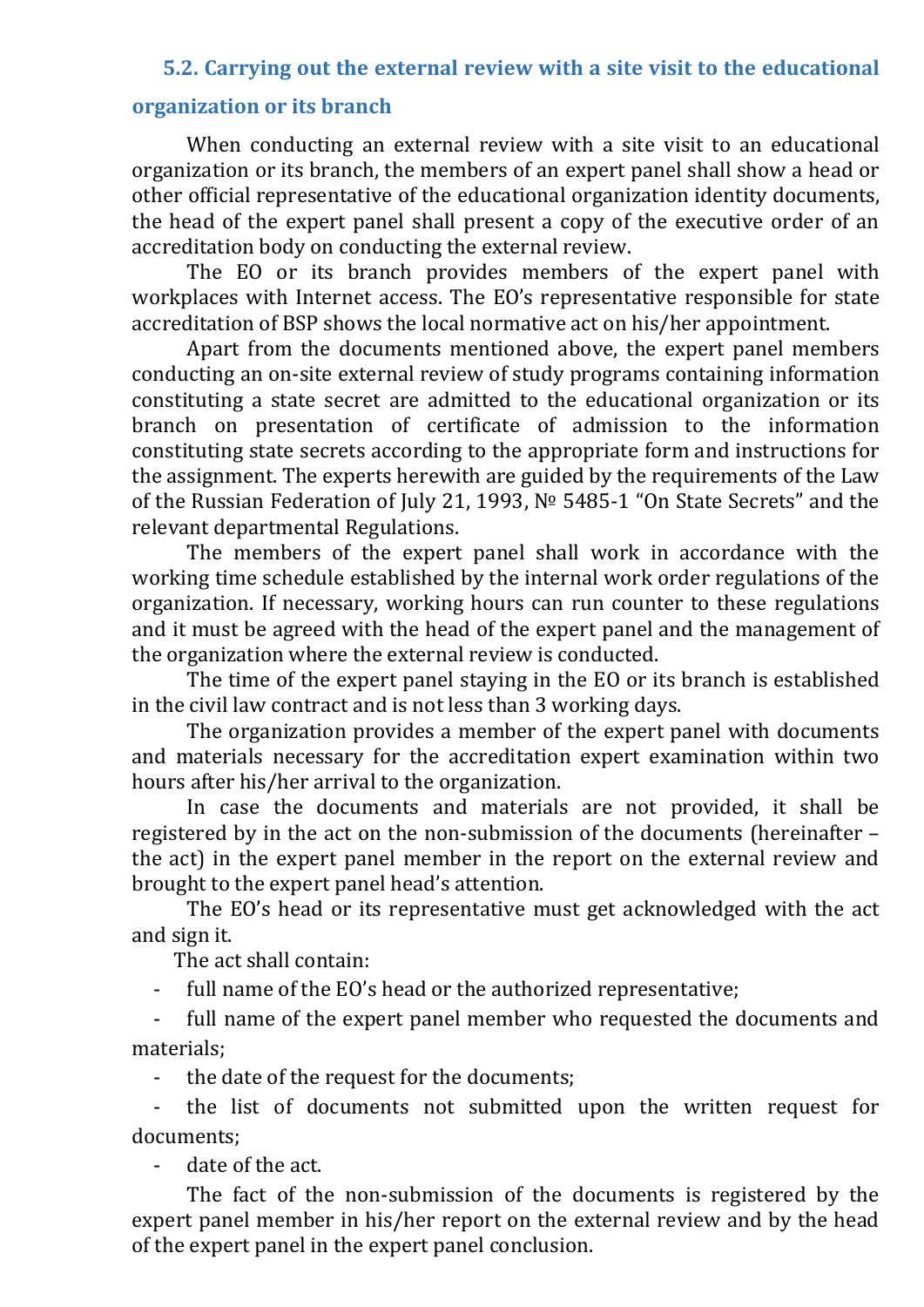### 5.2. Carrying out the external review with a site visit to the educational organization or its branch

When conducting an external review with a site visit to an educational organization or its branch, the members of an expert panel shall show a head or other official representative of the educational organization identity documents, the head of the expert panel shall present a copy of the executive order of an accreditation body on conducting the external review.

The EO or its branch provides members of the expert panel with workplaces with Internet access. The EO's representative responsible for state accreditation of BSP shows the local normative act on his/her appointment.

Apart from the documents mentioned above, the expert panel members conducting an on-site external review of study programs containing information constituting a state secret are admitted to the educational organization or its branch on presentation of certificate of admission to the information constituting state secrets according to the appropriate form and instructions for the assignment. The experts herewith are guided by the requirements of the Law of the Russian Federation of July 21, 1993, № 5485-1 "On State Secrets" and the relevant departmental Regulations.

The members of the expert panel shall work in accordance with the working time schedule established by the internal work order regulations of the organization. If necessary, working hours can run counter to these regulations and it must be agreed with the head of the expert panel and the management of the organization where the external review is conducted.

The time of the expert panel staying in the EO or its branch is established in the civil law contract and is not less than 3 working days.

The organization provides a member of the expert panel with documents and materials necessary for the accreditation expert examination within two hours after his/her arrival to the organization.

In case the documents and materials are not provided, it shall be registered by in the act on the non-submission of the documents (hereinafter – the act) in the expert panel member in the report on the external review and brought to the expert panel head's attention.

The EO's head or its representative must get acknowledged with the act and sign it.

The act shall contain:

- full name of the EO's head or the authorized representative;
- full name of the expert panel member who requested the documents and materials;
- the date of the request for the documents;
- the list of documents not submitted upon the written request for documents;
- date of the act.

The fact of the non-submission of the documents is registered by the expert panel member in his/her report on the external review and by the head of the expert panel in the expert panel conclusion.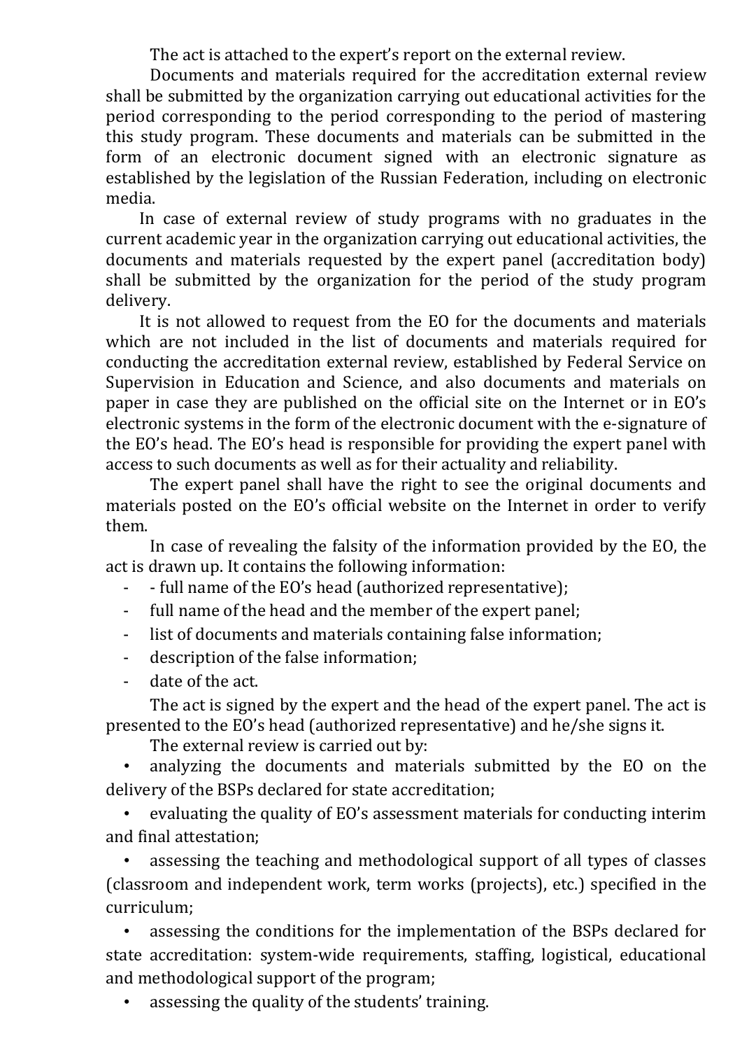The act is attached to the expert's report on the external review.

Documents and materials required for the accreditation external review shall be submitted by the organization carrying out educational activities for the period corresponding to the period corresponding to the period of mastering this study program. These documents and materials can be submitted in the form of an electronic document signed with an electronic signature as established by the legislation of the Russian Federation, including on electronic media.

In case of external review of study programs with no graduates in the current academic year in the organization carrying out educational activities, the documents and materials requested by the expert panel (accreditation body) shall be submitted by the organization for the period of the study program delivery.

It is not allowed to request from the EO for the documents and materials which are not included in the list of documents and materials required for conducting the accreditation external review, established by Federal Service on Supervision in Education and Science, and also documents and materials on paper in case they are published on the official site on the Internet or in EO's electronic systems in the form of the electronic document with the e-signature of the EO's head. The EO's head is responsible for providing the expert panel with access to such documents as well as for their actuality and reliability.

The expert panel shall have the right to see the original documents and materials posted on the EO's official website on the Internet in order to verify them.

In case of revealing the falsity of the information provided by the EO, the act is drawn up. It contains the following information:

- - full name of the EO's head (authorized representative);
- full name of the head and the member of the expert panel;
- list of documents and materials containing false information;
- description of the false information;
- date of the act.

The act is signed by the expert and the head of the expert panel. The act is presented to the EO's head (authorized representative) and he/she signs it.

The external review is carried out by:

- analyzing the documents and materials submitted by the EO on the delivery of the BSPs declared for state accreditation;
- evaluating the quality of EO's assessment materials for conducting interim and final attestation;
- assessing the teaching and methodological support of all types of classes (classroom and independent work, term works (projects), etc.) specified in the curriculum;
- assessing the conditions for the implementation of the BSPs declared for state accreditation: system-wide requirements, staffing, logistical, educational and methodological support of the program;
- assessing the quality of the students' training.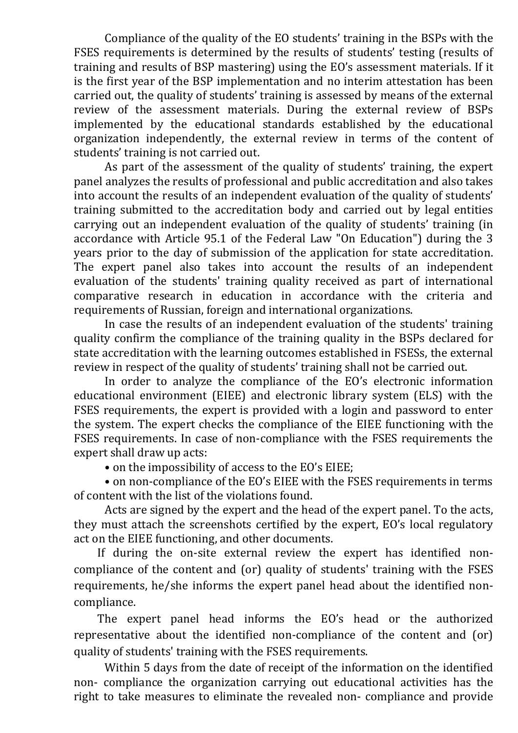Compliance of the quality of the EO students' training in the BSPs with the FSES requirements is determined by the results of students' testing (results of training and results of BSP mastering) using the EO's assessment materials. If it is the first year of the BSP implementation and no interim attestation has been carried out, the quality of students' training is assessed by means of the external review of the assessment materials. During the external review of BSPs implemented by the educational standards established by the educational organization independently, the external review in terms of the content of students' training is not carried out.

As part of the assessment of the quality of students' training, the expert panel analyzes the results of professional and public accreditation and also takes into account the results of an independent evaluation of the quality of students' training submitted to the accreditation body and carried out by legal entities carrying out an independent evaluation of the quality of students' training (in accordance with Article 95.1 of the Federal Law "On Education") during the 3 years prior to the day of submission of the application for state accreditation. The expert panel also takes into account the results of an independent evaluation of the students' training quality received as part of international comparative research in education in accordance with the criteria and requirements of Russian, foreign and international organizations.

In case the results of an independent evaluation of the students' training quality confirm the compliance of the training quality in the BSPs declared for state accreditation with the learning outcomes established in FSESs, the external review in respect of the quality of students' training shall not be carried out.

In order to analyze the compliance of the EO's electronic information educational environment (EIEE) and electronic library system (ELS) with the FSES requirements, the expert is provided with a login and password to enter the system. The expert checks the compliance of the EIEE functioning with the FSES requirements. In case of non-compliance with the FSES requirements the expert shall draw up acts:

- on the impossibility of access to the EO's EIEE;
- on non-compliance of the EO's EIEE with the FSES requirements in terms of content with the list of the violations found.

Acts are signed by the expert and the head of the expert panel. To the acts, they must attach the screenshots certified by the expert, EO's local regulatory act on the EIEE functioning, and other documents.

If during the on-site external review the expert has identified non-compliance of the content and (or) quality of students' training with the FSES requirements, he/she informs the expert panel head about the identified non-compliance.

The expert panel head informs the EO's head or the authorized representative about the identified non-compliance of the content and (or) quality of students' training with the FSES requirements.

Within 5 days from the date of receipt of the information on the identified non- compliance the organization carrying out educational activities has the right to take measures to eliminate the revealed non- compliance and provide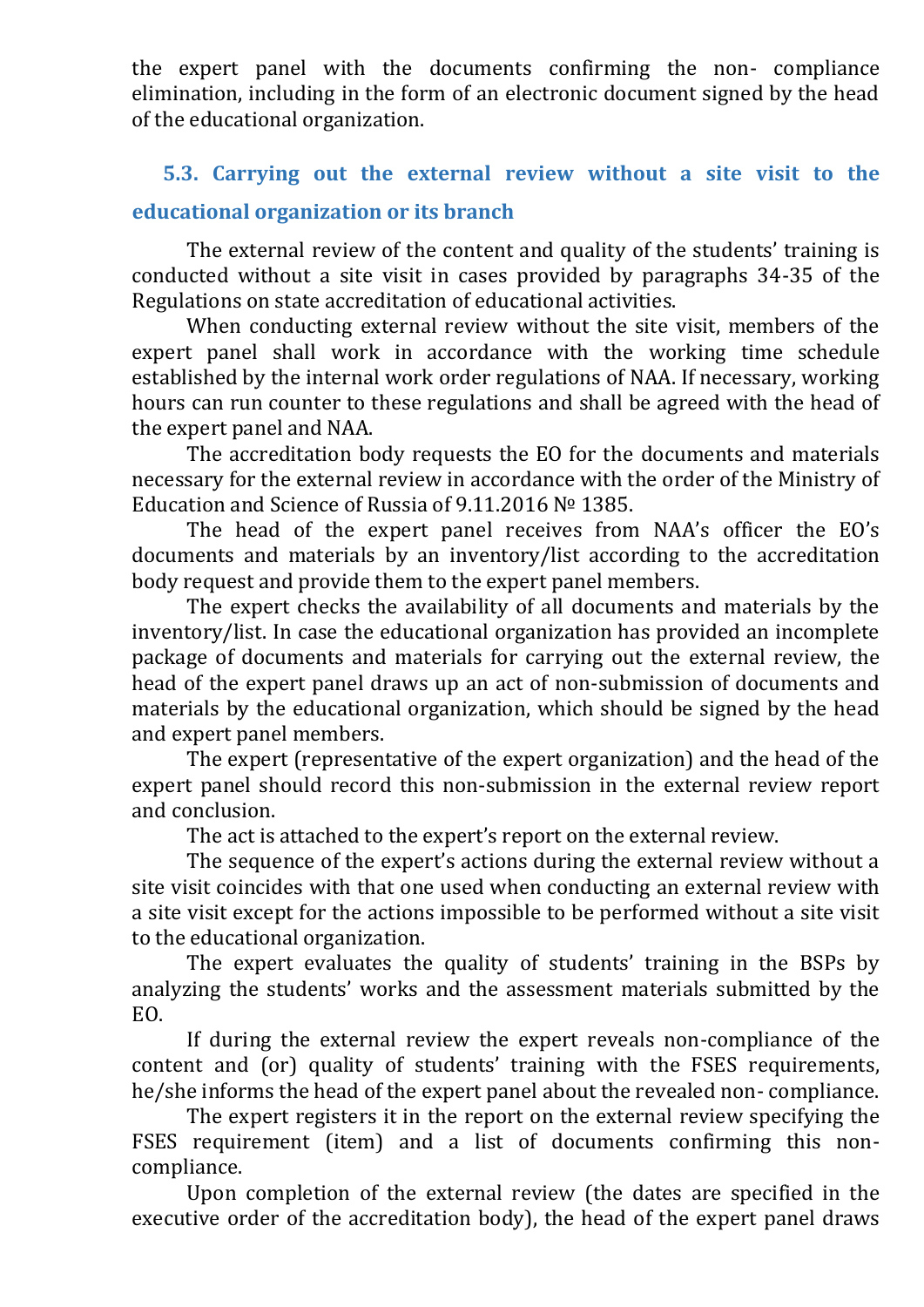the expert panel with the documents confirming the non- compliance elimination, including in the form of an electronic document signed by the head of the educational organization.

### 5.3. Carrying out the external review without a site visit to the educational organization or its branch

The external review of the content and quality of the students' training is conducted without a site visit in cases provided by paragraphs 34-35 of the Regulations on state accreditation of educational activities.

When conducting external review without the site visit, members of the expert panel shall work in accordance with the working time schedule established by the internal work order regulations of NAA. If necessary, working hours can run counter to these regulations and shall be agreed with the head of the expert panel and NAA.

The accreditation body requests the EO for the documents and materials necessary for the external review in accordance with the order of the Ministry of Education and Science of Russia of 9.11.2016 № 1385.

The head of the expert panel receives from NAA's officer the EO's documents and materials by an inventory/list according to the accreditation body request and provide them to the expert panel members.

The expert checks the availability of all documents and materials by the inventory/list. In case the educational organization has provided an incomplete package of documents and materials for carrying out the external review, the head of the expert panel draws up an act of non-submission of documents and materials by the educational organization, which should be signed by the head and expert panel members.

The expert (representative of the expert organization) and the head of the expert panel should record this non-submission in the external review report and conclusion.

The act is attached to the expert's report on the external review.

The sequence of the expert's actions during the external review without a site visit coincides with that one used when conducting an external review with a site visit except for the actions impossible to be performed without a site visit to the educational organization.

The expert evaluates the quality of students' training in the BSPs by analyzing the students' works and the assessment materials submitted by the EO.

If during the external review the expert reveals non-compliance of the content and (or) quality of students' training with the FSES requirements, he/she informs the head of the expert panel about the revealed non- compliance.

The expert registers it in the report on the external review specifying the FSES requirement (item) and a list of documents confirming this non-compliance.

Upon completion of the external review (the dates are specified in the executive order of the accreditation body), the head of the expert panel draws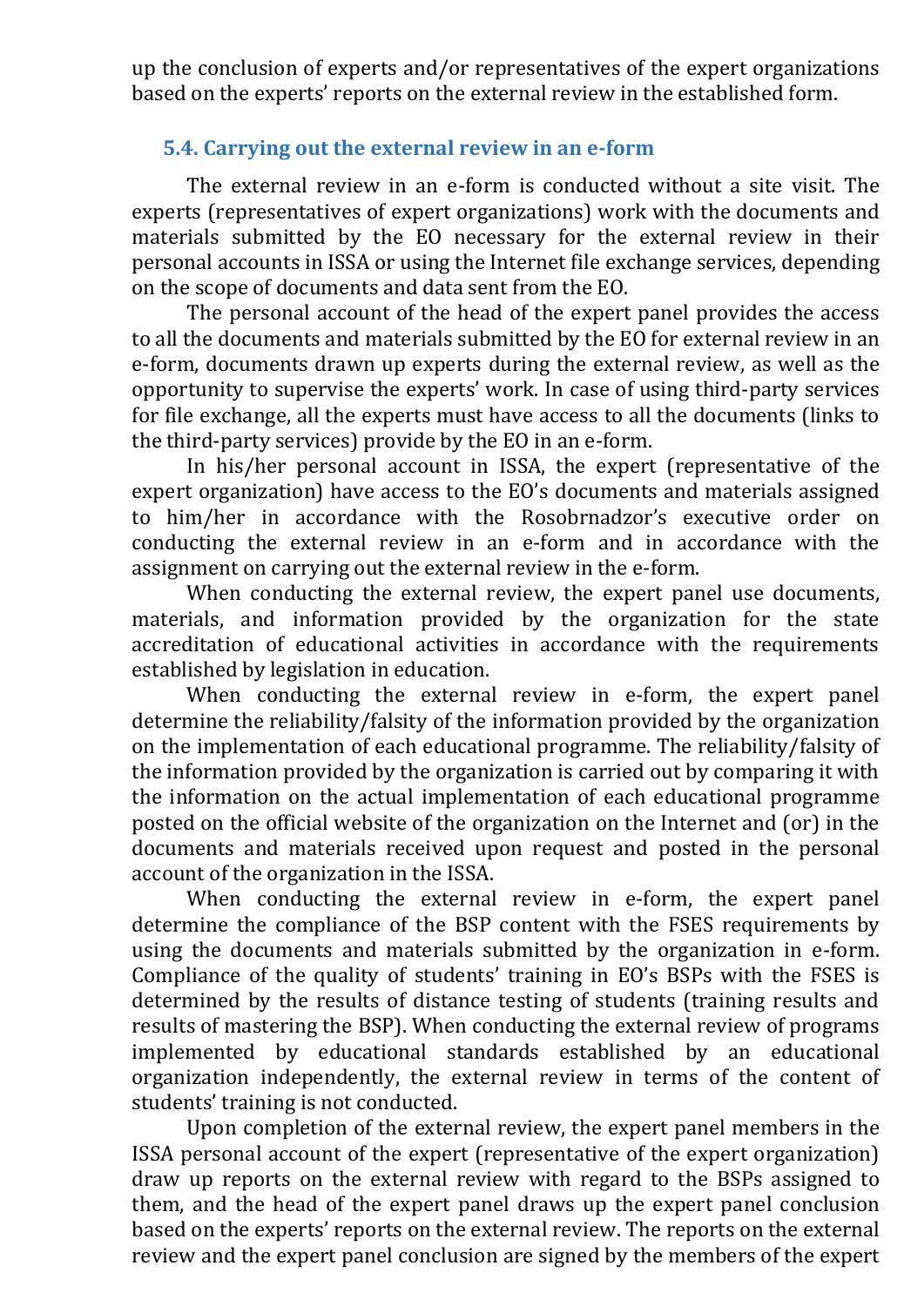up the conclusion of experts and/or representatives of the expert organizations based on the experts' reports on the external review in the established form.

### 5.4. Carrying out the external review in an e-form

The external review in an e-form is conducted without a site visit. The experts (representatives of expert organizations) work with the documents and materials submitted by the EO necessary for the external review in their personal accounts in ISSA or using the Internet file exchange services, depending on the scope of documents and data sent from the EO.

The personal account of the head of the expert panel provides the access to all the documents and materials submitted by the EO for external review in an e-form, documents drawn up experts during the external review, as well as the opportunity to supervise the experts' work. In case of using third-party services for file exchange, all the experts must have access to all the documents (links to the third-party services) provide by the EO in an e-form.

In his/her personal account in ISSA, the expert (representative of the expert organization) have access to the EO's documents and materials assigned to him/her in accordance with the Rosobrnadzor's executive order on conducting the external review in an e-form and in accordance with the assignment on carrying out the external review in the e-form.

When conducting the external review, the expert panel use documents, materials, and information provided by the organization for the state accreditation of educational activities in accordance with the requirements established by legislation in education.

When conducting the external review in e-form, the expert panel determine the reliability/falsity of the information provided by the organization on the implementation of each educational programme. The reliability/falsity of the information provided by the organization is carried out by comparing it with the information on the actual implementation of each educational programme posted on the official website of the organization on the Internet and (or) in the documents and materials received upon request and posted in the personal account of the organization in the ISSA.

When conducting the external review in e-form, the expert panel determine the compliance of the BSP content with the FSES requirements by using the documents and materials submitted by the organization in e-form. Compliance of the quality of students' training in EO's BSPs with the FSES is determined by the results of distance testing of students (training results and results of mastering the BSP). When conducting the external review of programs implemented by educational standards established by an educational organization independently, the external review in terms of the content of students' training is not conducted.

Upon completion of the external review, the expert panel members in the ISSA personal account of the expert (representative of the expert organization) draw up reports on the external review with regard to the BSPs assigned to them, and the head of the expert panel draws up the expert panel conclusion based on the experts' reports on the external review. The reports on the external review and the expert panel conclusion are signed by the members of the expert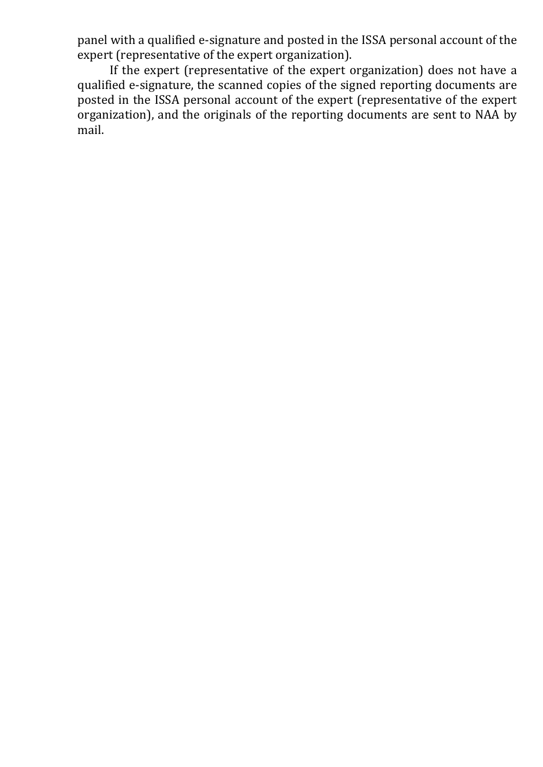panel with a qualified e-signature and posted in the ISSA personal account of the expert (representative of the expert organization).

If the expert (representative of the expert organization) does not have a qualified e-signature, the scanned copies of the signed reporting documents are posted in the ISSA personal account of the expert (representative of the expert organization), and the originals of the reporting documents are sent to NAA by mail.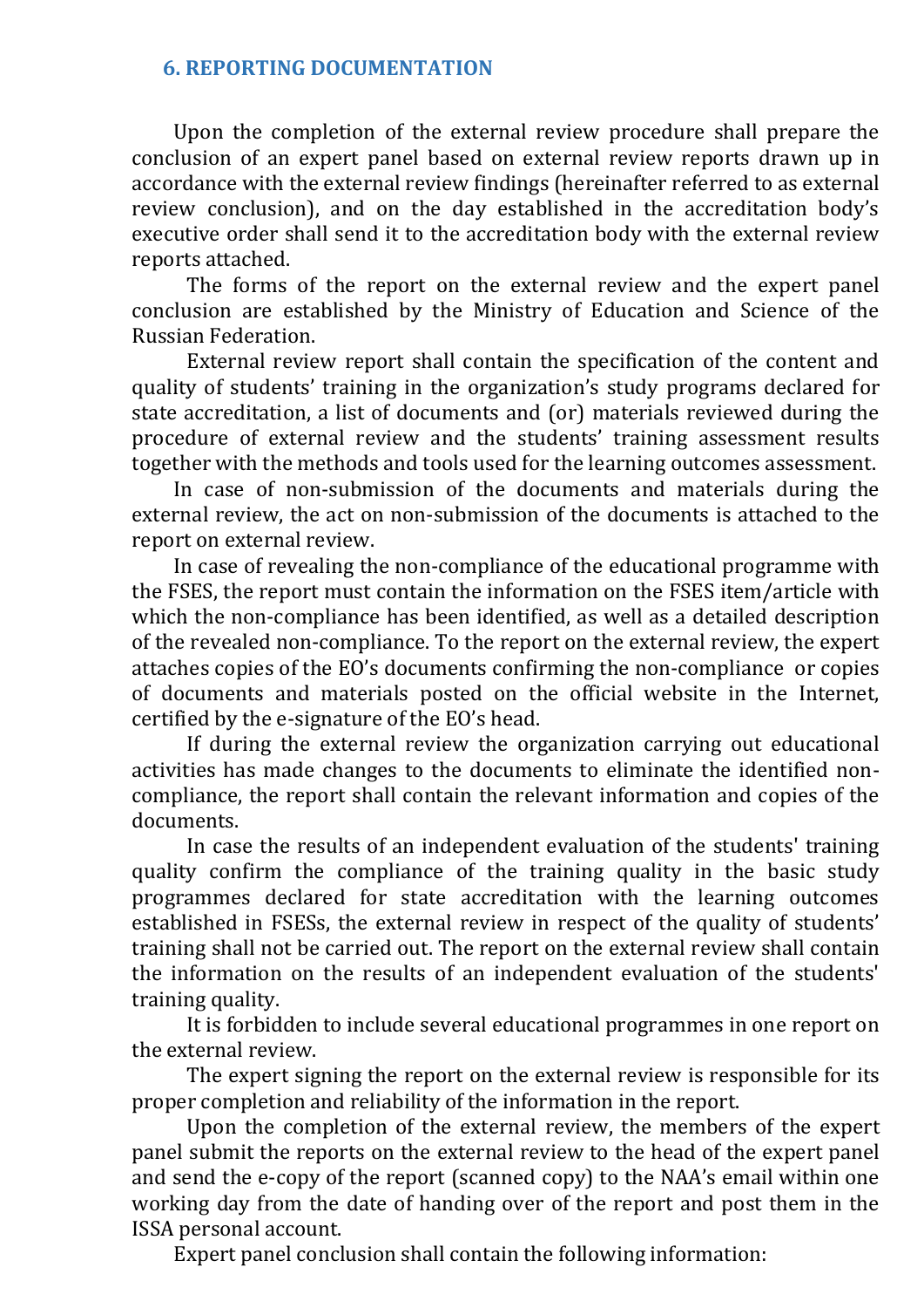### 6. REPORTING DOCUMENTATION

Upon the completion of the external review procedure shall prepare the conclusion of an expert panel based on external review reports drawn up in accordance with the external review findings (hereinafter referred to as external review conclusion), and on the day established in the accreditation body's executive order shall send it to the accreditation body with the external review reports attached.

The forms of the report on the external review and the expert panel conclusion are established by the Ministry of Education and Science of the Russian Federation.

External review report shall contain the specification of the content and quality of students' training in the organization's study programs declared for state accreditation, a list of documents and (or) materials reviewed during the procedure of external review and the students' training assessment results together with the methods and tools used for the learning outcomes assessment.

In case of non-submission of the documents and materials during the external review, the act on non-submission of the documents is attached to the report on external review.

In case of revealing the non-compliance of the educational programme with the FSES, the report must contain the information on the FSES item/article with which the non-compliance has been identified, as well as a detailed description of the revealed non-compliance. To the report on the external review, the expert attaches copies of the EO's documents confirming the non-compliance or copies of documents and materials posted on the official website in the Internet, certified by the e-signature of the EO's head.

If during the external review the organization carrying out educational activities has made changes to the documents to eliminate the identified non-compliance, the report shall contain the relevant information and copies of the documents.

In case the results of an independent evaluation of the students' training quality confirm the compliance of the training quality in the basic study programmes declared for state accreditation with the learning outcomes established in FSESs, the external review in respect of the quality of students' training shall not be carried out. The report on the external review shall contain the information on the results of an independent evaluation of the students' training quality.

It is forbidden to include several educational programmes in one report on the external review.

The expert signing the report on the external review is responsible for its proper completion and reliability of the information in the report.

Upon the completion of the external review, the members of the expert panel submit the reports on the external review to the head of the expert panel and send the e-copy of the report (scanned copy) to the NAA's email within one working day from the date of handing over of the report and post them in the ISSA personal account.

Expert panel conclusion shall contain the following information: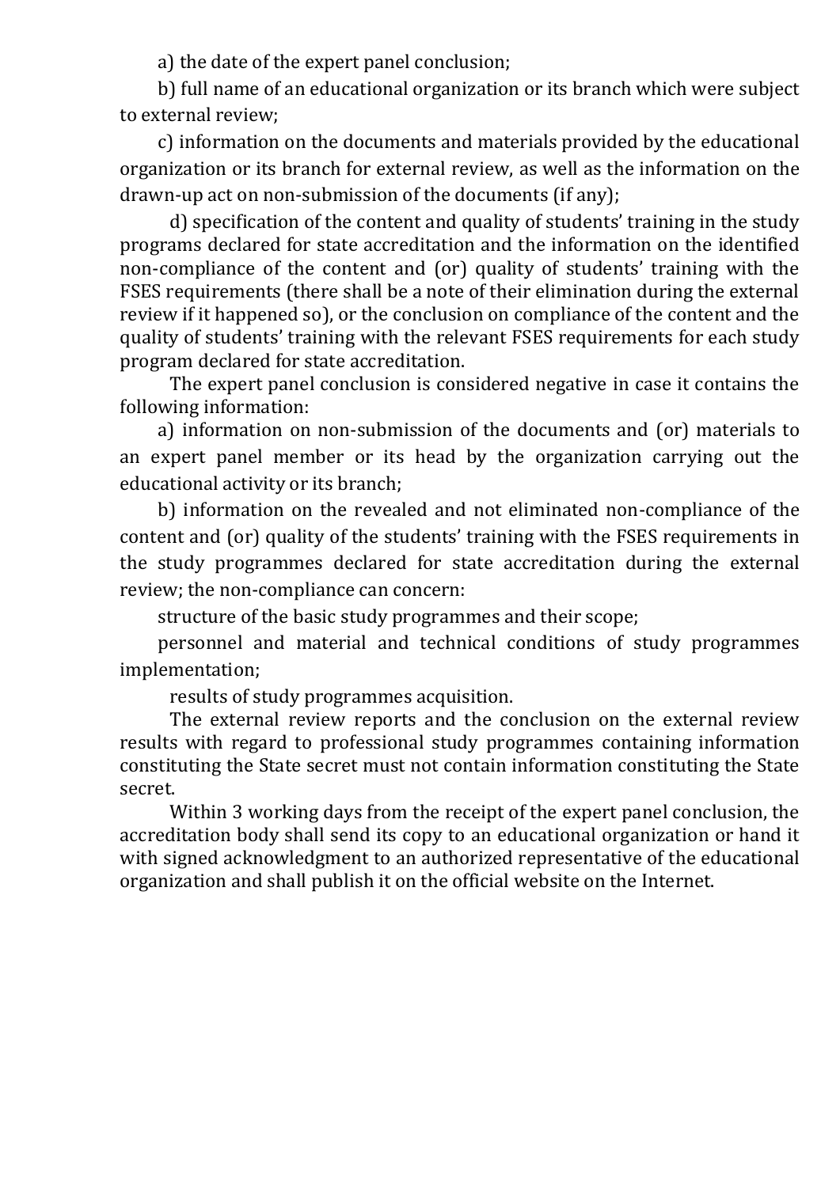a) the date of the expert panel conclusion;

b) full name of an educational organization or its branch which were subject to external review;

c) information on the documents and materials provided by the educational organization or its branch for external review, as well as the information on the drawn-up act on non-submission of the documents (if any);

d) specification of the content and quality of students' training in the study programs declared for state accreditation and the information on the identified non-compliance of the content and (or) quality of students' training with the FSES requirements (there shall be a note of their elimination during the external review if it happened so), or the conclusion on compliance of the content and the quality of students' training with the relevant FSES requirements for each study program declared for state accreditation.

The expert panel conclusion is considered negative in case it contains the following information:

a) information on non-submission of the documents and (or) materials to an expert panel member or its head by the organization carrying out the educational activity or its branch;

b) information on the revealed and not eliminated non-compliance of the content and (or) quality of the students' training with the FSES requirements in the study programmes declared for state accreditation during the external review; the non-compliance can concern:

structure of the basic study programmes and their scope;

personnel and material and technical conditions of study programmes implementation;

results of study programmes acquisition.

The external review reports and the conclusion on the external review results with regard to professional study programmes containing information constituting the State secret must not contain information constituting the State secret.

Within 3 working days from the receipt of the expert panel conclusion, the accreditation body shall send its copy to an educational organization or hand it with signed acknowledgment to an authorized representative of the educational organization and shall publish it on the official website on the Internet.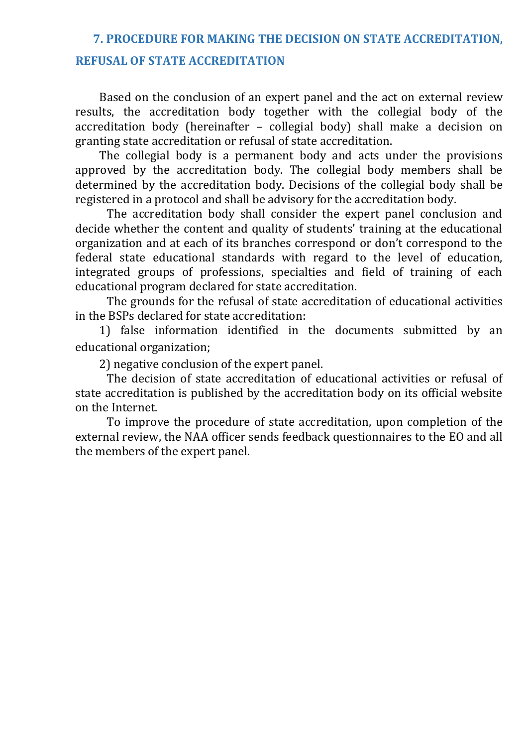## 7. PROCEDURE FOR MAKING THE DECISION ON STATE ACCREDITATION, REFUSAL OF STATE ACCREDITATION

Based on the conclusion of an expert panel and the act on external review results, the accreditation body together with the collegial body of the accreditation body (hereinafter – collegial body) shall make a decision on granting state accreditation or refusal of state accreditation.

The collegial body is a permanent body and acts under the provisions approved by the accreditation body. The collegial body members shall be determined by the accreditation body. Decisions of the collegial body shall be registered in a protocol and shall be advisory for the accreditation body.

The accreditation body shall consider the expert panel conclusion and decide whether the content and quality of students' training at the educational organization and at each of its branches correspond or don't correspond to the federal state educational standards with regard to the level of education, integrated groups of professions, specialties and field of training of each educational program declared for state accreditation.

The grounds for the refusal of state accreditation of educational activities in the BSPs declared for state accreditation:

1) false information identified in the documents submitted by an educational organization;

2) negative conclusion of the expert panel.

The decision of state accreditation of educational activities or refusal of state accreditation is published by the accreditation body on its official website on the Internet.

To improve the procedure of state accreditation, upon completion of the external review, the NAA officer sends feedback questionnaires to the EO and all the members of the expert panel.